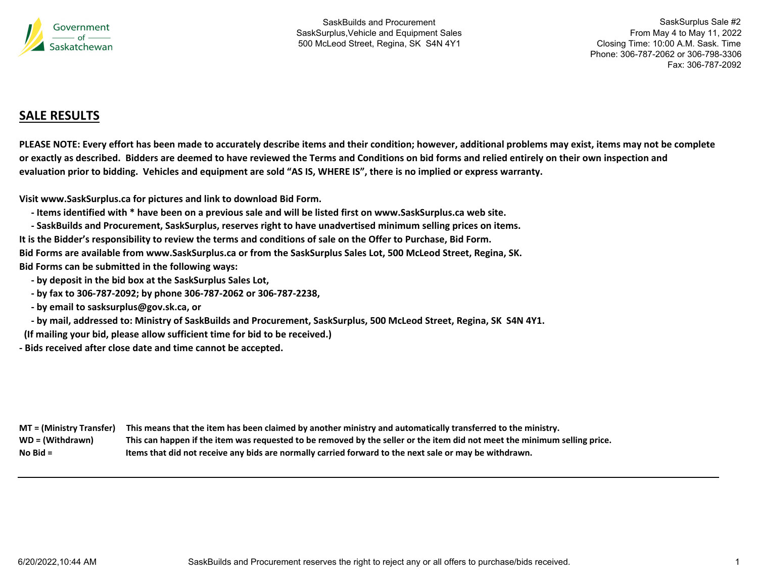SaskBuilds and Procurement
SaskSurplus,Vehicle and Equipment Sales
500 McLeod Street, Regina, SK S4N 4Y1

SaskSurplus Sale #2
From May 4 to May 11, 2022
Closing Time: 10:00 A.M. Sask. Time
Phone: 306-787-2062 or 306-798-3306
Fax: 306-787-2092

## SALE RESULTS

**PLEASE NOTE: Every effort has been made to accurately describe items and their condition; however, additional problems may exist, items may not be complete or exactly as described. Bidders are deemed to have reviewed the Terms and Conditions on bid forms and relied entirely on their own inspection and evaluation prior to bidding. Vehicles and equipment are sold "AS IS, WHERE IS", there is no implied or express warranty.**

**Visit www.SaskSurplus.ca for pictures and link to download Bid Form.**

- **Items identified with * have been on a previous sale and will be listed first on www.SaskSurplus.ca web site.**
- **SaskBuilds and Procurement, SaskSurplus, reserves right to have unadvertised minimum selling prices on items.**

**It is the Bidder's responsibility to review the terms and conditions of sale on the Offer to Purchase, Bid Form.**
**Bid Forms are available from www.SaskSurplus.ca or from the SaskSurplus Sales Lot, 500 McLeod Street, Regina, SK.**
**Bid Forms can be submitted in the following ways:**

- **by deposit in the bid box at the SaskSurplus Sales Lot,**
- **by fax to 306-787-2092; by phone 306-787-2062 or 306-787-2238,**
- **by email to sasksurplus@gov.sk.ca, or**
- **by mail, addressed to: Ministry of SaskBuilds and Procurement, SaskSurplus, 500 McLeod Street, Regina, SK S4N 4Y1.**

**(If mailing your bid, please allow sufficient time for bid to be received.)**

**- Bids received after close date and time cannot be accepted.**

| | |
|---|---|
| **MT = (Ministry Transfer)** | **This means that the item has been claimed by another ministry and automatically transferred to the ministry.** |
| **WD = (Withdrawn)** | **This can happen if the item was requested to be removed by the seller or the item did not meet the minimum selling price.** |
| **No Bid =** | **Items that did not receive any bids are normally carried forward to the next sale or may be withdrawn.** |

6/20/2022,10:44 AM

SaskBuilds and Procurement reserves the right to reject any or all offers to purchase/bids received.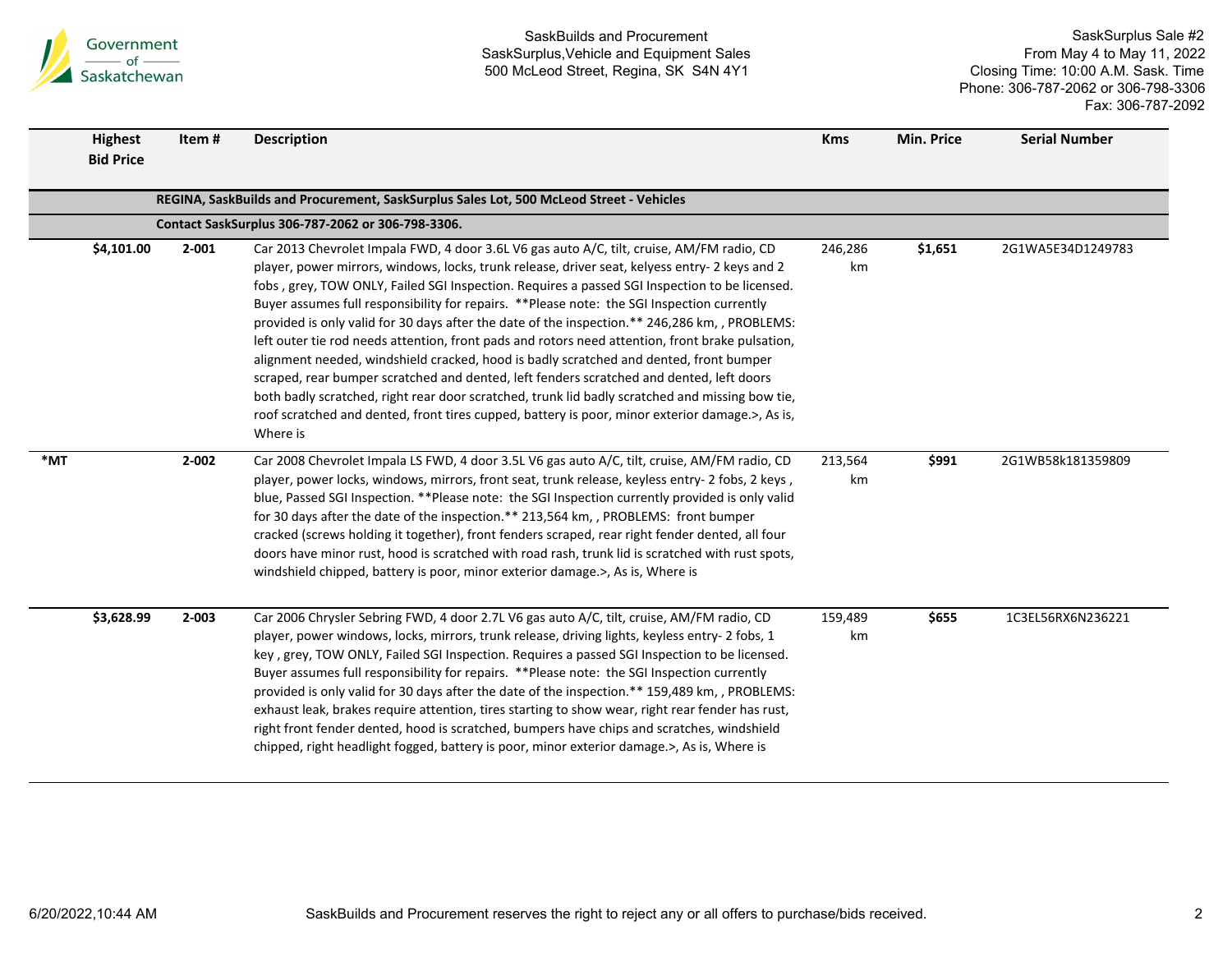| | Highest Bid Price | Item # | Description | Kms | Min. Price | Serial Number |
|---|---|---|---|---|---|---|
| | | | **REGINA, SaskBuilds and Procurement, SaskSurplus Sales Lot, 500 McLeod Street - Vehicles** | | | |
| | | | **Contact SaskSurplus 306-787-2062 or 306-798-3306.** | | | |
| | **$4,101.00** | **2-001** | Car 2013 Chevrolet Impala FWD, 4 door 3.6L V6 gas auto A/C, tilt, cruise, AM/FM radio, CD player, power mirrors, windows, locks, trunk release, driver seat, kelyess entry- 2 keys and 2 fobs , grey, TOW ONLY, Failed SGI Inspection. Requires a passed SGI Inspection to be licensed. Buyer assumes full responsibility for repairs. **Please note: the SGI Inspection currently provided is only valid for 30 days after the date of the inspection.** 246,286 km, , PROBLEMS: left outer tie rod needs attention, front pads and rotors need attention, front brake pulsation, alignment needed, windshield cracked, hood is badly scratched and dented, front bumper scraped, rear bumper scratched and dented, left fenders scratched and dented, left doors both badly scratched, right rear door scratched, trunk lid badly scratched and missing bow tie, roof scratched and dented, front tires cupped, battery is poor, minor exterior damage.>, As is, Where is | 246,286 km | **$1,651** | 2G1WA5E34D1249783 |
| **\*MT** | | **2-002** | Car 2008 Chevrolet Impala LS FWD, 4 door 3.5L V6 gas auto A/C, tilt, cruise, AM/FM radio, CD player, power locks, windows, mirrors, front seat, trunk release, keyless entry- 2 fobs, 2 keys , blue, Passed SGI Inspection. **Please note: the SGI Inspection currently provided is only valid for 30 days after the date of the inspection.** 213,564 km, , PROBLEMS: front bumper cracked (screws holding it together), front fenders scraped, rear right fender dented, all four doors have minor rust, hood is scratched with road rash, trunk lid is scratched with rust spots, windshield chipped, battery is poor, minor exterior damage.>, As is, Where is | 213,564 km | **$991** | 2G1WB58k181359809 |
| | **$3,628.99** | **2-003** | Car 2006 Chrysler Sebring FWD, 4 door 2.7L V6 gas auto A/C, tilt, cruise, AM/FM radio, CD player, power windows, locks, mirrors, trunk release, driving lights, keyless entry- 2 fobs, 1 key , grey, TOW ONLY, Failed SGI Inspection. Requires a passed SGI Inspection to be licensed. Buyer assumes full responsibility for repairs. **Please note: the SGI Inspection currently provided is only valid for 30 days after the date of the inspection.** 159,489 km, , PROBLEMS: exhaust leak, brakes require attention, tires starting to show wear, right rear fender has rust, right front fender dented, hood is scratched, bumpers have chips and scratches, windshield chipped, right headlight fogged, battery is poor, minor exterior damage.>, As is, Where is | 159,489 km | **$655** | 1C3EL56RX6N236221 |

SaskBuilds and Procurement reserves the right to reject any or all offers to purchase/bids received.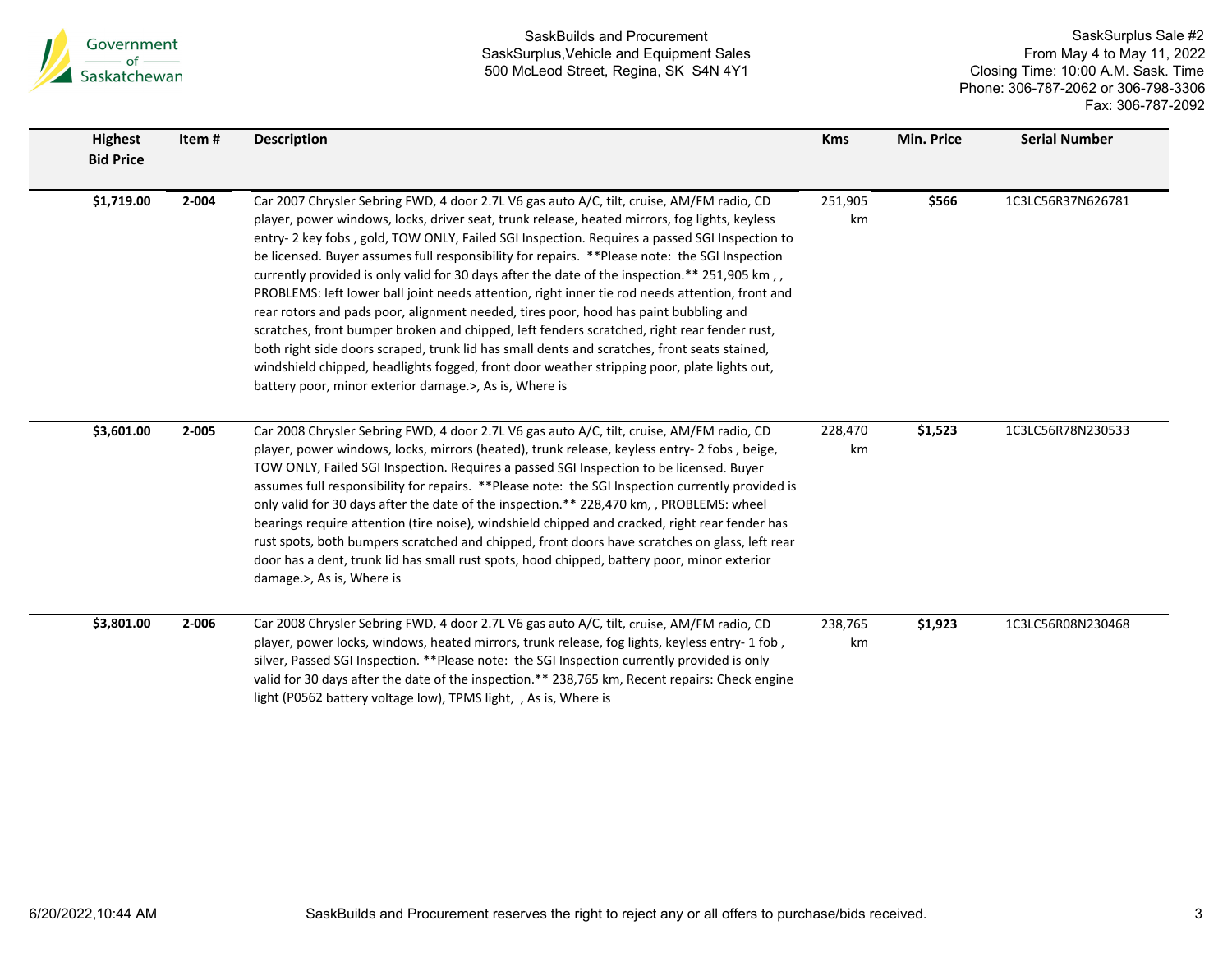| Highest Bid Price | Item # | Description | Kms | Min. Price | Serial Number |
|---|---|---|---|---|---|
| $1,719.00 | 2-004 | Car 2007 Chrysler Sebring FWD, 4 door 2.7L V6 gas auto A/C, tilt, cruise, AM/FM radio, CD player, power windows, locks, driver seat, trunk release, heated mirrors, fog lights, keyless entry- 2 key fobs , gold, TOW ONLY, Failed SGI Inspection. Requires a passed SGI Inspection to be licensed. Buyer assumes full responsibility for repairs. **Please note: the SGI Inspection currently provided is only valid for 30 days after the date of the inspection.** 251,905 km , , PROBLEMS: left lower ball joint needs attention, right inner tie rod needs attention, front and rear rotors and pads poor, alignment needed, tires poor, hood has paint bubbling and scratches, front bumper broken and chipped, left fenders scratched, right rear fender rust, both right side doors scraped, trunk lid has small dents and scratches, front seats stained, windshield chipped, headlights fogged, front door weather stripping poor, plate lights out, battery poor, minor exterior damage.>, As is, Where is | 251,905 km | $566 | 1C3LC56R37N626781 |
| $3,601.00 | 2-005 | Car 2008 Chrysler Sebring FWD, 4 door 2.7L V6 gas auto A/C, tilt, cruise, AM/FM radio, CD player, power windows, locks, mirrors (heated), trunk release, keyless entry- 2 fobs , beige, TOW ONLY, Failed SGI Inspection. Requires a passed SGI Inspection to be licensed. Buyer assumes full responsibility for repairs. **Please note: the SGI Inspection currently provided is only valid for 30 days after the date of the inspection.** 228,470 km, , PROBLEMS: wheel bearings require attention (tire noise), windshield chipped and cracked, right rear fender has rust spots, both bumpers scratched and chipped, front doors have scratches on glass, left rear door has a dent, trunk lid has small rust spots, hood chipped, battery poor, minor exterior damage.>, As is, Where is | 228,470 km | $1,523 | 1C3LC56R78N230533 |
| $3,801.00 | 2-006 | Car 2008 Chrysler Sebring FWD, 4 door 2.7L V6 gas auto A/C, tilt, cruise, AM/FM radio, CD player, power locks, windows, heated mirrors, trunk release, fog lights, keyless entry- 1 fob , silver, Passed SGI Inspection. **Please note: the SGI Inspection currently provided is only valid for 30 days after the date of the inspection.** 238,765 km, Recent repairs: Check engine light (P0562 battery voltage low), TPMS light, , As is, Where is | 238,765 km | $1,923 | 1C3LC56R08N230468 |

SaskBuilds and Procurement reserves the right to reject any or all offers to purchase/bids received.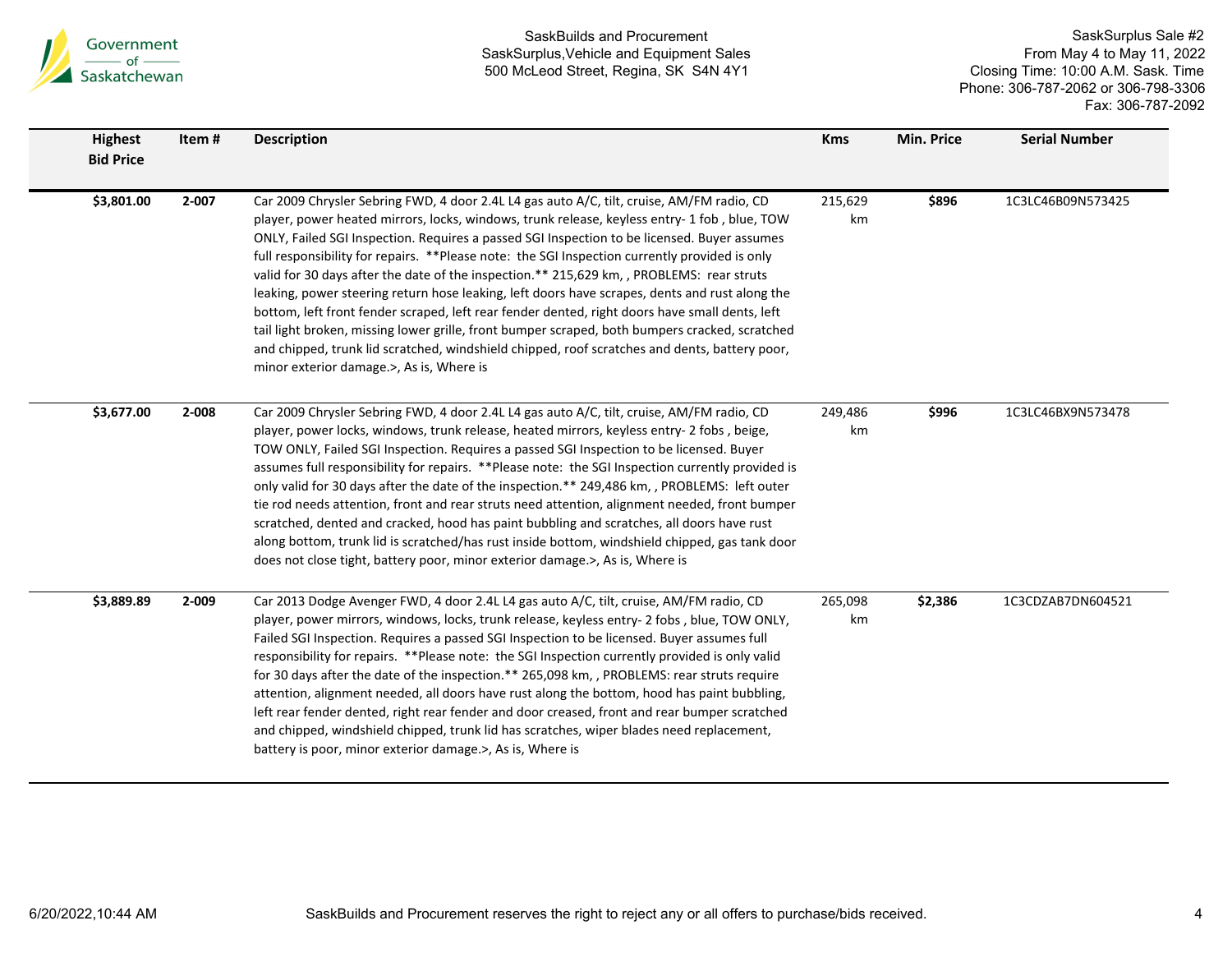| Highest Bid Price | Item # | Description | Kms | Min. Price | Serial Number |
|---|---|---|---|---|---|
| $3,801.00 | 2-007 | Car 2009 Chrysler Sebring FWD, 4 door 2.4L L4 gas auto A/C, tilt, cruise, AM/FM radio, CD player, power heated mirrors, locks, windows, trunk release, keyless entry- 1 fob , blue, TOW ONLY, Failed SGI Inspection. Requires a passed SGI Inspection to be licensed. Buyer assumes full responsibility for repairs. **Please note: the SGI Inspection currently provided is only valid for 30 days after the date of the inspection.** 215,629 km, , PROBLEMS: rear struts leaking, power steering return hose leaking, left doors have scrapes, dents and rust along the bottom, left front fender scraped, left rear fender dented, right doors have small dents, left tail light broken, missing lower grille, front bumper scraped, both bumpers cracked, scratched and chipped, trunk lid scratched, windshield chipped, roof scratches and dents, battery poor, minor exterior damage.>, As is, Where is | 215,629 km | $896 | 1C3LC46B09N573425 |
| $3,677.00 | 2-008 | Car 2009 Chrysler Sebring FWD, 4 door 2.4L L4 gas auto A/C, tilt, cruise, AM/FM radio, CD player, power locks, windows, trunk release, heated mirrors, keyless entry- 2 fobs , beige, TOW ONLY, Failed SGI Inspection. Requires a passed SGI Inspection to be licensed. Buyer assumes full responsibility for repairs. **Please note: the SGI Inspection currently provided is only valid for 30 days after the date of the inspection.** 249,486 km, , PROBLEMS: left outer tie rod needs attention, front and rear struts need attention, alignment needed, front bumper scratched, dented and cracked, hood has paint bubbling and scratches, all doors have rust along bottom, trunk lid is scratched/has rust inside bottom, windshield chipped, gas tank door does not close tight, battery poor, minor exterior damage.>, As is, Where is | 249,486 km | $996 | 1C3LC46BX9N573478 |
| $3,889.89 | 2-009 | Car 2013 Dodge Avenger FWD, 4 door 2.4L L4 gas auto A/C, tilt, cruise, AM/FM radio, CD player, power mirrors, windows, locks, trunk release, keyless entry- 2 fobs , blue, TOW ONLY, Failed SGI Inspection. Requires a passed SGI Inspection to be licensed. Buyer assumes full responsibility for repairs. **Please note: the SGI Inspection currently provided is only valid for 30 days after the date of the inspection.** 265,098 km, , PROBLEMS: rear struts require attention, alignment needed, all doors have rust along the bottom, hood has paint bubbling, left rear fender dented, right rear fender and door creased, front and rear bumper scratched and chipped, windshield chipped, trunk lid has scratches, wiper blades need replacement, battery is poor, minor exterior damage.>, As is, Where is | 265,098 km | $2,386 | 1C3CDZAB7DN604521 |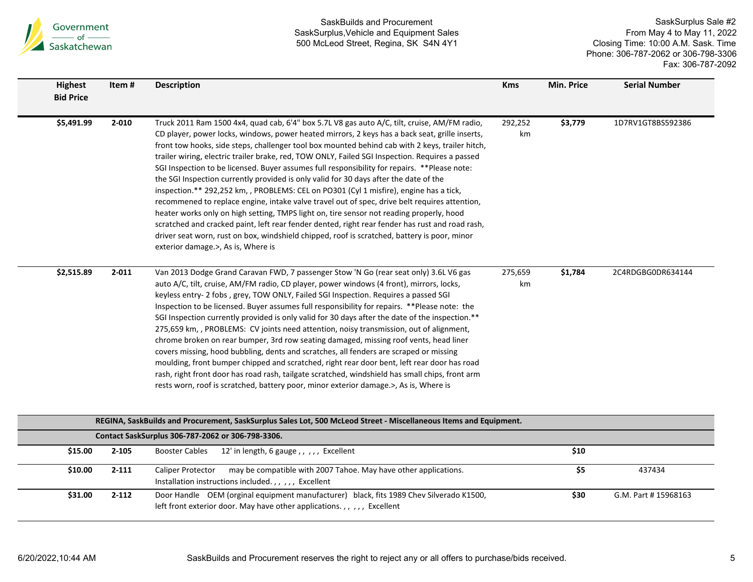| Highest Bid Price | Item # | Description | Kms | Min. Price | Serial Number |
|---|---|---|---|---|---|
| **$5,491.99** | **2-010** | Truck 2011 Ram 1500 4x4, quad cab, 6'4" box 5.7L V8 gas auto A/C, tilt, cruise, AM/FM radio, CD player, power locks, windows, power heated mirrors, 2 keys has a back seat, grille inserts, front tow hooks, side steps, challenger tool box mounted behind cab with 2 keys, trailer hitch, trailer wiring, electric trailer brake, red, TOW ONLY, Failed SGI Inspection. Requires a passed SGI Inspection to be licensed. Buyer assumes full responsibility for repairs. **Please note: the SGI Inspection currently provided is only valid for 30 days after the date of the inspection.** 292,252 km, , PROBLEMS: CEL on PO301 (Cyl 1 misfire), engine has a tick, recommened to replace engine, intake valve travel out of spec, drive belt requires attention, heater works only on high setting, TMPS light on, tire sensor not reading properly, hood scratched and cracked paint, left rear fender dented, right rear fender has rust and road rash, driver seat worn, rust on box, windshield chipped, roof is scratched, battery is poor, minor exterior damage.>, As is, Where is | 292,252 km | **$3,779** | 1D7RV1GT8BS592386 |
| **$2,515.89** | **2-011** | Van 2013 Dodge Grand Caravan FWD, 7 passenger Stow 'N Go (rear seat only) 3.6L V6 gas auto A/C, tilt, cruise, AM/FM radio, CD player, power windows (4 front), mirrors, locks, keyless entry- 2 fobs , grey, TOW ONLY, Failed SGI Inspection. Requires a passed SGI Inspection to be licensed. Buyer assumes full responsibility for repairs. **Please note: the SGI Inspection currently provided is only valid for 30 days after the date of the inspection.** 275,659 km, , PROBLEMS: CV joints need attention, noisy transmission, out of alignment, chrome broken on rear bumper, 3rd row seating damaged, missing roof vents, head liner covers missing, hood bubbling, dents and scratches, all fenders are scraped or missing moulding, front bumper chipped and scratched, right rear door bent, left rear door has road rash, right front door has road rash, tailgate scratched, windshield has small chips, front arm rests worn, roof is scratched, battery poor, minor exterior damage.>, As is, Where is | 275,659 km | **$1,784** | 2C4RDGBG0DR634144 |
| | **REGINA, SaskBuilds and Procurement, SaskSurplus Sales Lot, 500 McLeod Street - Miscellaneous Items and Equipment.** | | | | |
| | **Contact SaskSurplus 306-787-2062 or 306-798-3306.** | | | | |
| **$15.00** | **2-105** | Booster Cables 12' in length, 6 gauge , , , , , Excellent | | **$10** | |
| **$10.00** | **2-111** | Caliper Protector may be compatible with 2007 Tahoe. May have other applications. Installation instructions included. , , , , , Excellent | | **$5** | 437434 |
| **$31.00** | **2-112** | Door Handle OEM (orginal equipment manufacturer) black, fits 1989 Chev Silverado K1500, left front exterior door. May have other applications. , , , , , Excellent | | **$30** | G.M. Part # 15968163 |

6/20/2022,10:44 AM

SaskBuilds and Procurement reserves the right to reject any or all offers to purchase/bids received.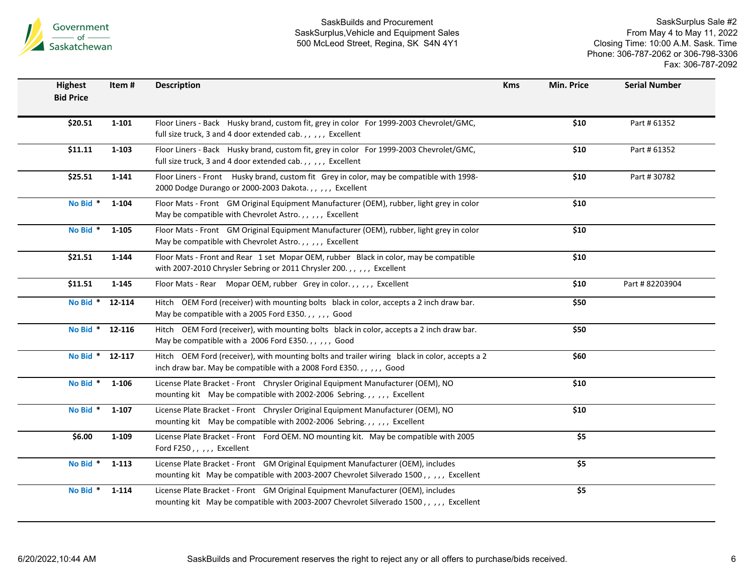| Highest Bid Price | Item # | Description | Kms | Min. Price | Serial Number |
|---|---|---|---|---|---|
| $20.51 | 1-101 | Floor Liners - Back Husky brand, custom fit, grey in color For 1999-2003 Chevrolet/GMC, full size truck, 3 and 4 door extended cab. , , , , , Excellent | | $10 | Part # 61352 |
| $11.11 | 1-103 | Floor Liners - Back Husky brand, custom fit, grey in color For 1999-2003 Chevrolet/GMC, full size truck, 3 and 4 door extended cab. , , , , , Excellent | | $10 | Part # 61352 |
| $25.51 | 1-141 | Floor Liners - Front Husky brand, custom fit Grey in color, may be compatible with 1998-2000 Dodge Durango or 2000-2003 Dakota. , , , , , Excellent | | $10 | Part # 30782 |
| No Bid * | 1-104 | Floor Mats - Front GM Original Equipment Manufacturer (OEM), rubber, light grey in color May be compatible with Chevrolet Astro. , , , , , Excellent | | $10 | |
| No Bid * | 1-105 | Floor Mats - Front GM Original Equipment Manufacturer (OEM), rubber, light grey in color May be compatible with Chevrolet Astro. , , , , , Excellent | | $10 | |
| $21.51 | 1-144 | Floor Mats - Front and Rear 1 set Mopar OEM, rubber Black in color, may be compatible with 2007-2010 Chrysler Sebring or 2011 Chrysler 200. , , , , , Excellent | | $10 | |
| $11.51 | 1-145 | Floor Mats - Rear Mopar OEM, rubber Grey in color. , , , , , Excellent | | $10 | Part # 82203904 |
| No Bid * | 12-114 | Hitch OEM Ford (receiver) with mounting bolts black in color, accepts a 2 inch draw bar. May be compatible with a 2005 Ford E350. , , , , , Good | | $50 | |
| No Bid * | 12-116 | Hitch OEM Ford (receiver), with mounting bolts black in color, accepts a 2 inch draw bar. May be compatible with a 2006 Ford E350. , , , , , Good | | $50 | |
| No Bid * | 12-117 | Hitch OEM Ford (receiver), with mounting bolts and trailer wiring black in color, accepts a 2 inch draw bar. May be compatible with a 2008 Ford E350. , , , , , Good | | $60 | |
| No Bid * | 1-106 | License Plate Bracket - Front Chrysler Original Equipment Manufacturer (OEM), NO mounting kit May be compatible with 2002-2006 Sebring. , , , , , Excellent | | $10 | |
| No Bid * | 1-107 | License Plate Bracket - Front Chrysler Original Equipment Manufacturer (OEM), NO mounting kit May be compatible with 2002-2006 Sebring. , , , , , Excellent | | $10 | |
| $6.00 | 1-109 | License Plate Bracket - Front Ford OEM. NO mounting kit. May be compatible with 2005 Ford F250 , , , , , Excellent | | $5 | |
| No Bid * | 1-113 | License Plate Bracket - Front GM Original Equipment Manufacturer (OEM), includes mounting kit May be compatible with 2003-2007 Chevrolet Silverado 1500 , , , , , Excellent | | $5 | |
| No Bid * | 1-114 | License Plate Bracket - Front GM Original Equipment Manufacturer (OEM), includes mounting kit May be compatible with 2003-2007 Chevrolet Silverado 1500 , , , , , Excellent | | $5 | |

SaskBuilds and Procurement reserves the right to reject any or all offers to purchase/bids received.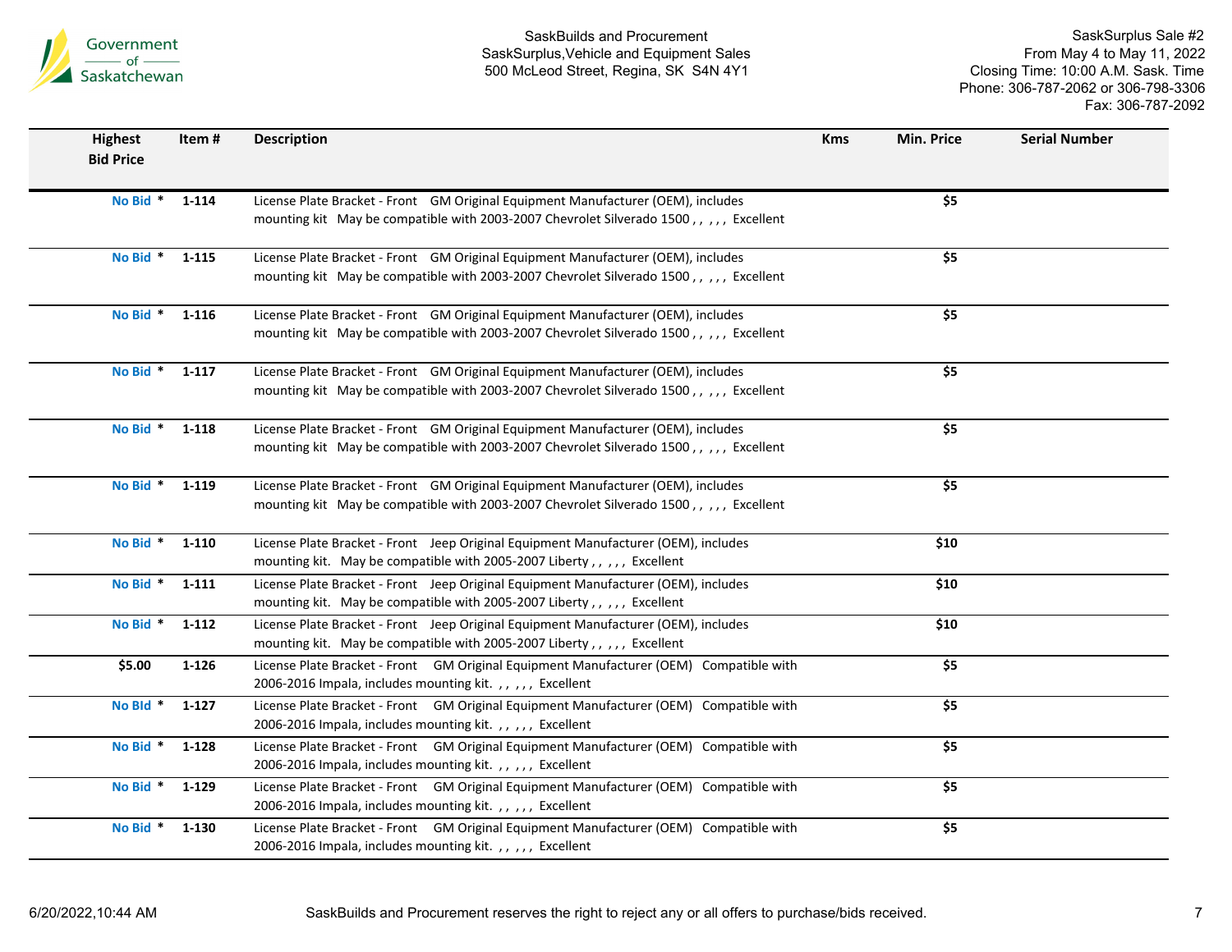| Highest Bid Price | Item # | Description | Kms | Min. Price | Serial Number |
|---|---|---|---|---|---|
| No Bid * | 1-114 | License Plate Bracket - Front GM Original Equipment Manufacturer (OEM), includes mounting kit May be compatible with 2003-2007 Chevrolet Silverado 1500 , , , , , Excellent | | $5 | |
| No Bid * | 1-115 | License Plate Bracket - Front GM Original Equipment Manufacturer (OEM), includes mounting kit May be compatible with 2003-2007 Chevrolet Silverado 1500 , , , , , Excellent | | $5 | |
| No Bid * | 1-116 | License Plate Bracket - Front GM Original Equipment Manufacturer (OEM), includes mounting kit May be compatible with 2003-2007 Chevrolet Silverado 1500 , , , , , Excellent | | $5 | |
| No Bid * | 1-117 | License Plate Bracket - Front GM Original Equipment Manufacturer (OEM), includes mounting kit May be compatible with 2003-2007 Chevrolet Silverado 1500 , , , , , Excellent | | $5 | |
| No Bid * | 1-118 | License Plate Bracket - Front GM Original Equipment Manufacturer (OEM), includes mounting kit May be compatible with 2003-2007 Chevrolet Silverado 1500 , , , , , Excellent | | $5 | |
| No Bid * | 1-119 | License Plate Bracket - Front GM Original Equipment Manufacturer (OEM), includes mounting kit May be compatible with 2003-2007 Chevrolet Silverado 1500 , , , , , Excellent | | $5 | |
| No Bid * | 1-110 | License Plate Bracket - Front Jeep Original Equipment Manufacturer (OEM), includes mounting kit. May be compatible with 2005-2007 Liberty , , , , , Excellent | | $10 | |
| No Bid * | 1-111 | License Plate Bracket - Front Jeep Original Equipment Manufacturer (OEM), includes mounting kit. May be compatible with 2005-2007 Liberty , , , , , Excellent | | $10 | |
| No Bid * | 1-112 | License Plate Bracket - Front Jeep Original Equipment Manufacturer (OEM), includes mounting kit. May be compatible with 2005-2007 Liberty , , , , , Excellent | | $10 | |
| $5.00 | 1-126 | License Plate Bracket - Front GM Original Equipment Manufacturer (OEM) Compatible with 2006-2016 Impala, includes mounting kit. , , , , , Excellent | | $5 | |
| No Bid * | 1-127 | License Plate Bracket - Front GM Original Equipment Manufacturer (OEM) Compatible with 2006-2016 Impala, includes mounting kit. , , , , , Excellent | | $5 | |
| No Bid * | 1-128 | License Plate Bracket - Front GM Original Equipment Manufacturer (OEM) Compatible with 2006-2016 Impala, includes mounting kit. , , , , , Excellent | | $5 | |
| No Bid * | 1-129 | License Plate Bracket - Front GM Original Equipment Manufacturer (OEM) Compatible with 2006-2016 Impala, includes mounting kit. , , , , , Excellent | | $5 | |
| No Bid * | 1-130 | License Plate Bracket - Front GM Original Equipment Manufacturer (OEM) Compatible with 2006-2016 Impala, includes mounting kit. , , , , , Excellent | | $5 | |

SaskBuilds and Procurement reserves the right to reject any or all offers to purchase/bids received.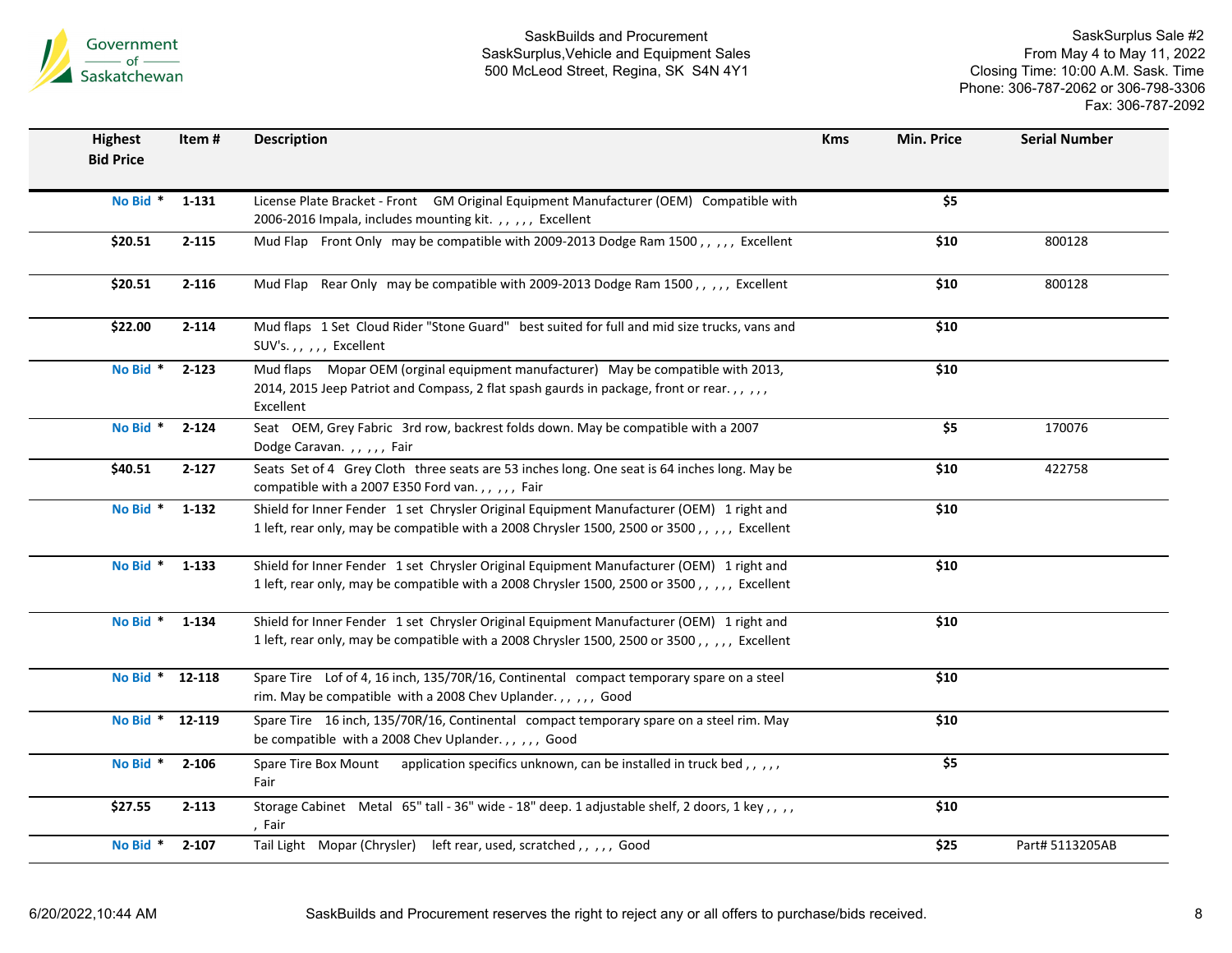| Highest Bid Price | Item # | Description | Kms | Min. Price | Serial Number |
|---|---|---|---|---|---|
| No Bid * | 1-131 | License Plate Bracket - Front GM Original Equipment Manufacturer (OEM) Compatible with 2006-2016 Impala, includes mounting kit. , , , , , Excellent | | $5 | |
| $20.51 | 2-115 | Mud Flap Front Only may be compatible with 2009-2013 Dodge Ram 1500 , , , , , Excellent | | $10 | 800128 |
| $20.51 | 2-116 | Mud Flap Rear Only may be compatible with 2009-2013 Dodge Ram 1500 , , , , , Excellent | | $10 | 800128 |
| $22.00 | 2-114 | Mud flaps 1 Set Cloud Rider "Stone Guard" best suited for full and mid size trucks, vans and SUV's. , , , , , Excellent | | $10 | |
| No Bid * | 2-123 | Mud flaps Mopar OEM (orginal equipment manufacturer) May be compatible with 2013, 2014, 2015 Jeep Patriot and Compass, 2 flat spash gaurds in package, front or rear. , , , , , Excellent | | $10 | |
| No Bid * | 2-124 | Seat OEM, Grey Fabric 3rd row, backrest folds down. May be compatible with a 2007 Dodge Caravan. , , , , , Fair | | $5 | 170076 |
| $40.51 | 2-127 | Seats Set of 4 Grey Cloth three seats are 53 inches long. One seat is 64 inches long. May be compatible with a 2007 E350 Ford van. , , , , , Fair | | $10 | 422758 |
| No Bid * | 1-132 | Shield for Inner Fender 1 set Chrysler Original Equipment Manufacturer (OEM) 1 right and 1 left, rear only, may be compatible with a 2008 Chrysler 1500, 2500 or 3500 , , , , , Excellent | | $10 | |
| No Bid * | 1-133 | Shield for Inner Fender 1 set Chrysler Original Equipment Manufacturer (OEM) 1 right and 1 left, rear only, may be compatible with a 2008 Chrysler 1500, 2500 or 3500 , , , , , Excellent | | $10 | |
| No Bid * | 1-134 | Shield for Inner Fender 1 set Chrysler Original Equipment Manufacturer (OEM) 1 right and 1 left, rear only, may be compatible with a 2008 Chrysler 1500, 2500 or 3500 , , , , , Excellent | | $10 | |
| No Bid * | 12-118 | Spare Tire Lof of 4, 16 inch, 135/70R/16, Continental compact temporary spare on a steel rim. May be compatible with a 2008 Chev Uplander. , , , , , Good | | $10 | |
| No Bid * | 12-119 | Spare Tire 16 inch, 135/70R/16, Continental compact temporary spare on a steel rim. May be compatible with a 2008 Chev Uplander. , , , , , Good | | $10 | |
| No Bid * | 2-106 | Spare Tire Box Mount application specifics unknown, can be installed in truck bed , , , , , Fair | | $5 | |
| $27.55 | 2-113 | Storage Cabinet Metal 65" tall - 36" wide - 18" deep. 1 adjustable shelf, 2 doors, 1 key , , , , , Fair | | $10 | |
| No Bid * | 2-107 | Tail Light Mopar (Chrysler) left rear, used, scratched , , , , , Good | | $25 | Part# 5113205AB |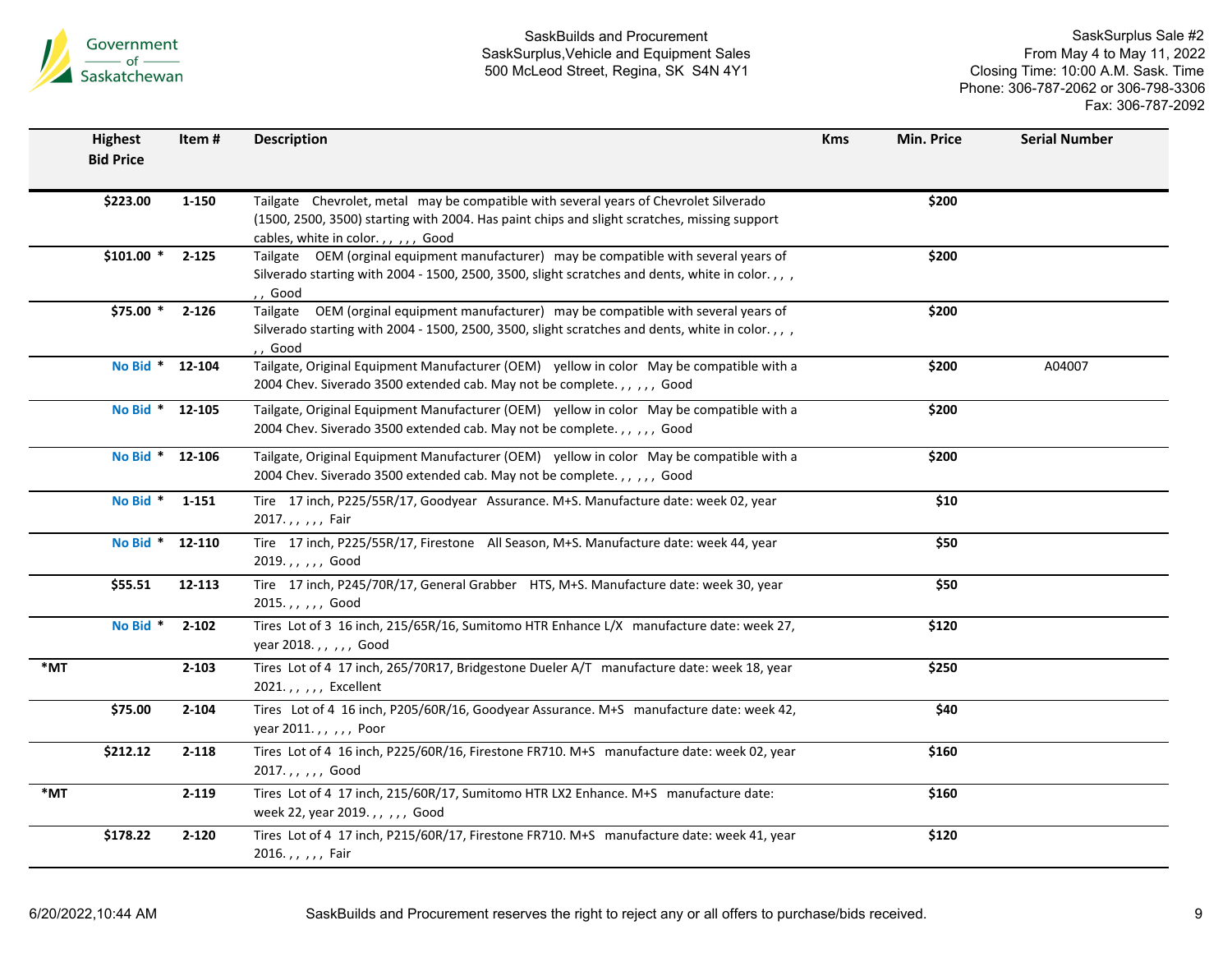| | Highest Bid Price | Item # | Description | Kms | Min. Price | Serial Number |
|---|---|---|---|---|---|---|
| | $223.00 | 1-150 | Tailgate Chevrolet, metal may be compatible with several years of Chevrolet Silverado (1500, 2500, 3500) starting with 2004. Has paint chips and slight scratches, missing support cables, white in color. , , , , , Good | | $200 | |
| | $101.00 * | 2-125 | Tailgate OEM (orginal equipment manufacturer) may be compatible with several years of Silverado starting with 2004 - 1500, 2500, 3500, slight scratches and dents, white in color. , , , , , Good | | $200 | |
| | $75.00 * | 2-126 | Tailgate OEM (orginal equipment manufacturer) may be compatible with several years of Silverado starting with 2004 - 1500, 2500, 3500, slight scratches and dents, white in color. , , , , , Good | | $200 | |
| | No Bid * | 12-104 | Tailgate, Original Equipment Manufacturer (OEM) yellow in color May be compatible with a 2004 Chev. Siverado 3500 extended cab. May not be complete. , , , , , Good | | $200 | A04007 |
| | No Bid * | 12-105 | Tailgate, Original Equipment Manufacturer (OEM) yellow in color May be compatible with a 2004 Chev. Siverado 3500 extended cab. May not be complete. , , , , , Good | | $200 | |
| | No Bid * | 12-106 | Tailgate, Original Equipment Manufacturer (OEM) yellow in color May be compatible with a 2004 Chev. Siverado 3500 extended cab. May not be complete. , , , , , Good | | $200 | |
| | No Bid * | 1-151 | Tire 17 inch, P225/55R/17, Goodyear Assurance. M+S. Manufacture date: week 02, year 2017. , , , , , Fair | | $10 | |
| | No Bid * | 12-110 | Tire 17 inch, P225/55R/17, Firestone All Season, M+S. Manufacture date: week 44, year 2019. , , , , , Good | | $50 | |
| | $55.51 | 12-113 | Tire 17 inch, P245/70R/17, General Grabber HTS, M+S. Manufacture date: week 30, year 2015. , , , , , Good | | $50 | |
| | No Bid * | 2-102 | Tires Lot of 3 16 inch, 215/65R/16, Sumitomo HTR Enhance L/X manufacture date: week 27, year 2018. , , , , , Good | | $120 | |
| *MT | | 2-103 | Tires Lot of 4 17 inch, 265/70R17, Bridgestone Dueler A/T manufacture date: week 18, year 2021. , , , , , Excellent | | $250 | |
| | $75.00 | 2-104 | Tires Lot of 4 16 inch, P205/60R/16, Goodyear Assurance. M+S manufacture date: week 42, year 2011. , , , , , Poor | | $40 | |
| | $212.12 | 2-118 | Tires Lot of 4 16 inch, P225/60R/16, Firestone FR710. M+S manufacture date: week 02, year 2017. , , , , , Good | | $160 | |
| *MT | | 2-119 | Tires Lot of 4 17 inch, 215/60R/17, Sumitomo HTR LX2 Enhance. M+S manufacture date: week 22, year 2019. , , , , , Good | | $160 | |
| | $178.22 | 2-120 | Tires Lot of 4 17 inch, P215/60R/17, Firestone FR710. M+S manufacture date: week 41, year 2016. , , , , , Fair | | $120 | |

SaskBuilds and Procurement reserves the right to reject any or all offers to purchase/bids received.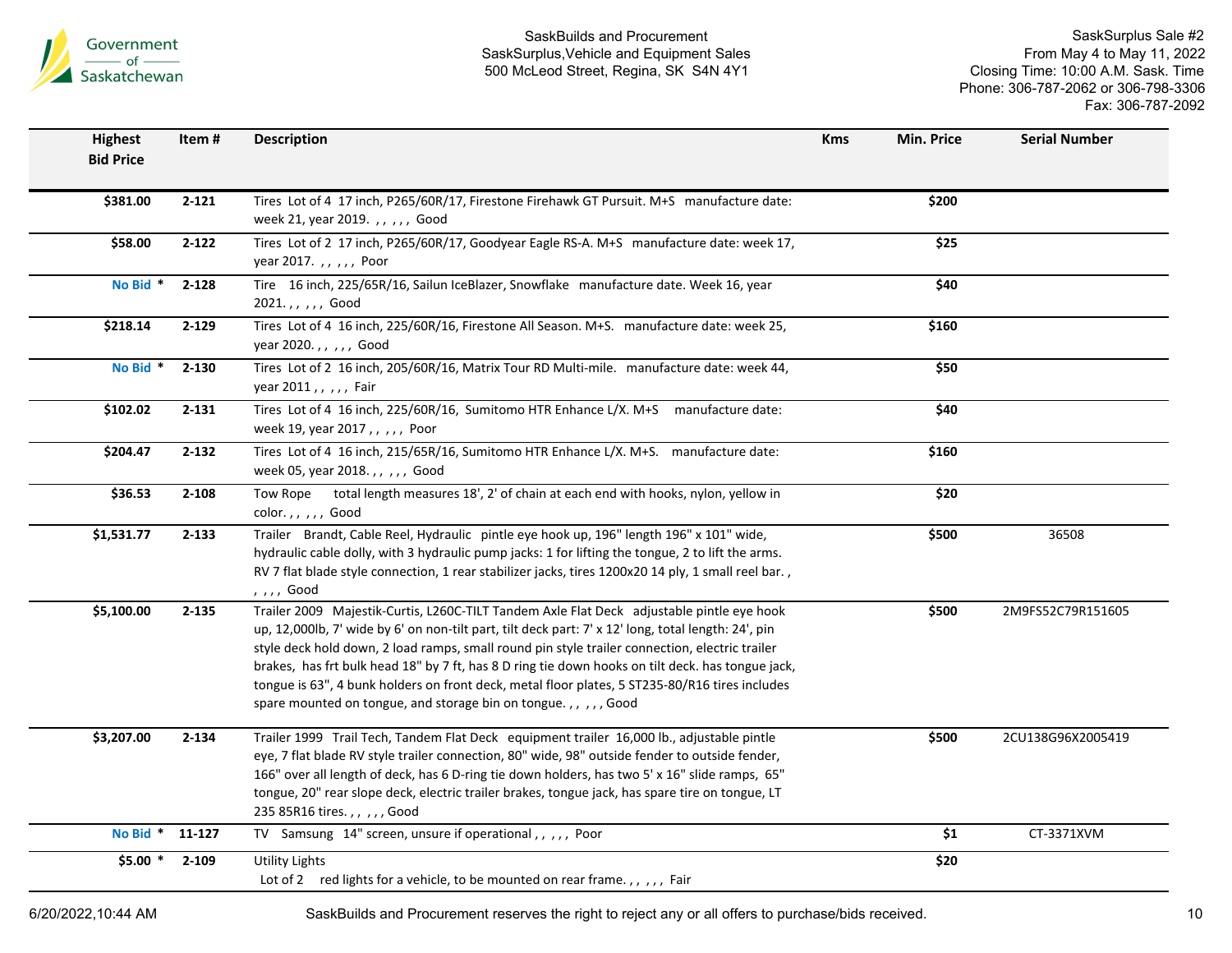Government of Saskatchewan

SaskBuilds and Procurement
SaskSurplus,Vehicle and Equipment Sales
500 McLeod Street, Regina, SK S4N 4Y1

SaskSurplus Sale #2
From May 4 to May 11, 2022
Closing Time: 10:00 A.M. Sask. Time
Phone: 306-787-2062 or 306-798-3306
Fax: 306-787-2092

| Highest Bid Price | Item # | Description | Kms | Min. Price | Serial Number |
|---|---|---|---|---|---|
| $381.00 | 2-121 | Tires Lot of 4 17 inch, P265/60R/17, Firestone Firehawk GT Pursuit. M+S manufacture date: week 21, year 2019. , , , , , Good | | $200 | |
| $58.00 | 2-122 | Tires Lot of 2 17 inch, P265/60R/17, Goodyear Eagle RS-A. M+S manufacture date: week 17, year 2017. , , , , , Poor | | $25 | |
| No Bid * | 2-128 | Tire 16 inch, 225/65R/16, Sailun IceBlazer, Snowflake manufacture date. Week 16, year 2021. , , , , , Good | | $40 | |
| $218.14 | 2-129 | Tires Lot of 4 16 inch, 225/60R/16, Firestone All Season. M+S. manufacture date: week 25, year 2020. , , , , , Good | | $160 | |
| No Bid * | 2-130 | Tires Lot of 2 16 inch, 205/60R/16, Matrix Tour RD Multi-mile. manufacture date: week 44, year 2011 , , , , , Fair | | $50 | |
| $102.02 | 2-131 | Tires Lot of 4 16 inch, 225/60R/16, Sumitomo HTR Enhance L/X. M+S manufacture date: week 19, year 2017 , , , , , Poor | | $40 | |
| $204.47 | 2-132 | Tires Lot of 4 16 inch, 215/65R/16, Sumitomo HTR Enhance L/X. M+S. manufacture date: week 05, year 2018. , , , , , Good | | $160 | |
| $36.53 | 2-108 | Tow Rope total length measures 18', 2' of chain at each end with hooks, nylon, yellow in color. , , , , , Good | | $20 | |
| $1,531.77 | 2-133 | Trailer Brandt, Cable Reel, Hydraulic pintle eye hook up, 196" length 196" x 101" wide, hydraulic cable dolly, with 3 hydraulic pump jacks: 1 for lifting the tongue, 2 to lift the arms. RV 7 flat blade style connection, 1 rear stabilizer jacks, tires 1200x20 14 ply, 1 small reel bar. , , , , , Good | | $500 | 36508 |
| $5,100.00 | 2-135 | Trailer 2009 Majestik-Curtis, L260C-TILT Tandem Axle Flat Deck adjustable pintle eye hook up, 12,000lb, 7' wide by 6' on non-tilt part, tilt deck part: 7' x 12' long, total length: 24', pin style deck hold down, 2 load ramps, small round pin style trailer connection, electric trailer brakes, has frt bulk head 18" by 7 ft, has 8 D ring tie down hooks on tilt deck. has tongue jack, tongue is 63", 4 bunk holders on front deck, metal floor plates, 5 ST235-80/R16 tires includes spare mounted on tongue, and storage bin on tongue. , , , , , Good | | $500 | 2M9FS52C79R151605 |
| $3,207.00 | 2-134 | Trailer 1999 Trail Tech, Tandem Flat Deck equipment trailer 16,000 lb., adjustable pintle eye, 7 flat blade RV style trailer connection, 80" wide, 98" outside fender to outside fender, 166" over all length of deck, has 6 D-ring tie down holders, has two 5' x 16" slide ramps, 65" tongue, 20" rear slope deck, electric trailer brakes, tongue jack, has spare tire on tongue, LT 235 85R16 tires. , , , , , Good | | $500 | 2CU138G96X2005419 |
| No Bid * | 11-127 | TV Samsung 14" screen, unsure if operational , , , , , Poor | | $1 | CT-3371XVM |
| $5.00 * | 2-109 | Utility Lights Lot of 2 red lights for a vehicle, to be mounted on rear frame. , , , , , Fair | | $20 | |

6/20/2022,10:44 AM — SaskBuilds and Procurement reserves the right to reject any or all offers to purchase/bids received.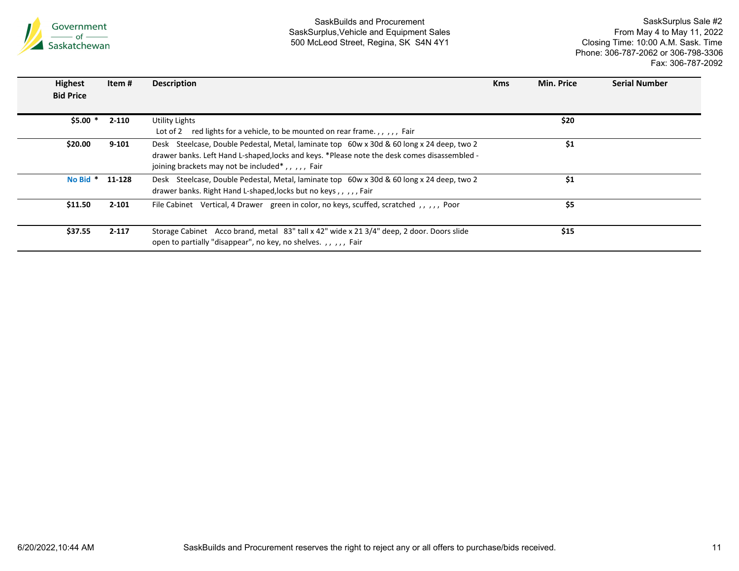| Highest Bid Price | Item # | Description | Kms | Min. Price | Serial Number |
|---|---|---|---|---|---|
| $5.00 * | 2-110 | Utility Lights<br>Lot of 2 red lights for a vehicle, to be mounted on rear frame. , , , , , Fair | | $20 | |
| $20.00 | 9-101 | Desk Steelcase, Double Pedestal, Metal, laminate top 60w x 30d & 60 long x 24 deep, two 2 drawer banks. Left Hand L-shaped,locks and keys. *Please note the desk comes disassembled - joining brackets may not be included* , , , , , Fair | | $1 | |
| No Bid * | 11-128 | Desk Steelcase, Double Pedestal, Metal, laminate top 60w x 30d & 60 long x 24 deep, two 2 drawer banks. Right Hand L-shaped,locks but no keys , , , , , Fair | | $1 | |
| $11.50 | 2-101 | File Cabinet Vertical, 4 Drawer green in color, no keys, scuffed, scratched , , , , , Poor | | $5 | |
| $37.55 | 2-117 | Storage Cabinet Acco brand, metal 83" tall x 42" wide x 21 3/4" deep, 2 door. Doors slide open to partially "disappear", no key, no shelves. , , , , , Fair | | $15 | |

SaskBuilds and Procurement reserves the right to reject any or all offers to purchase/bids received.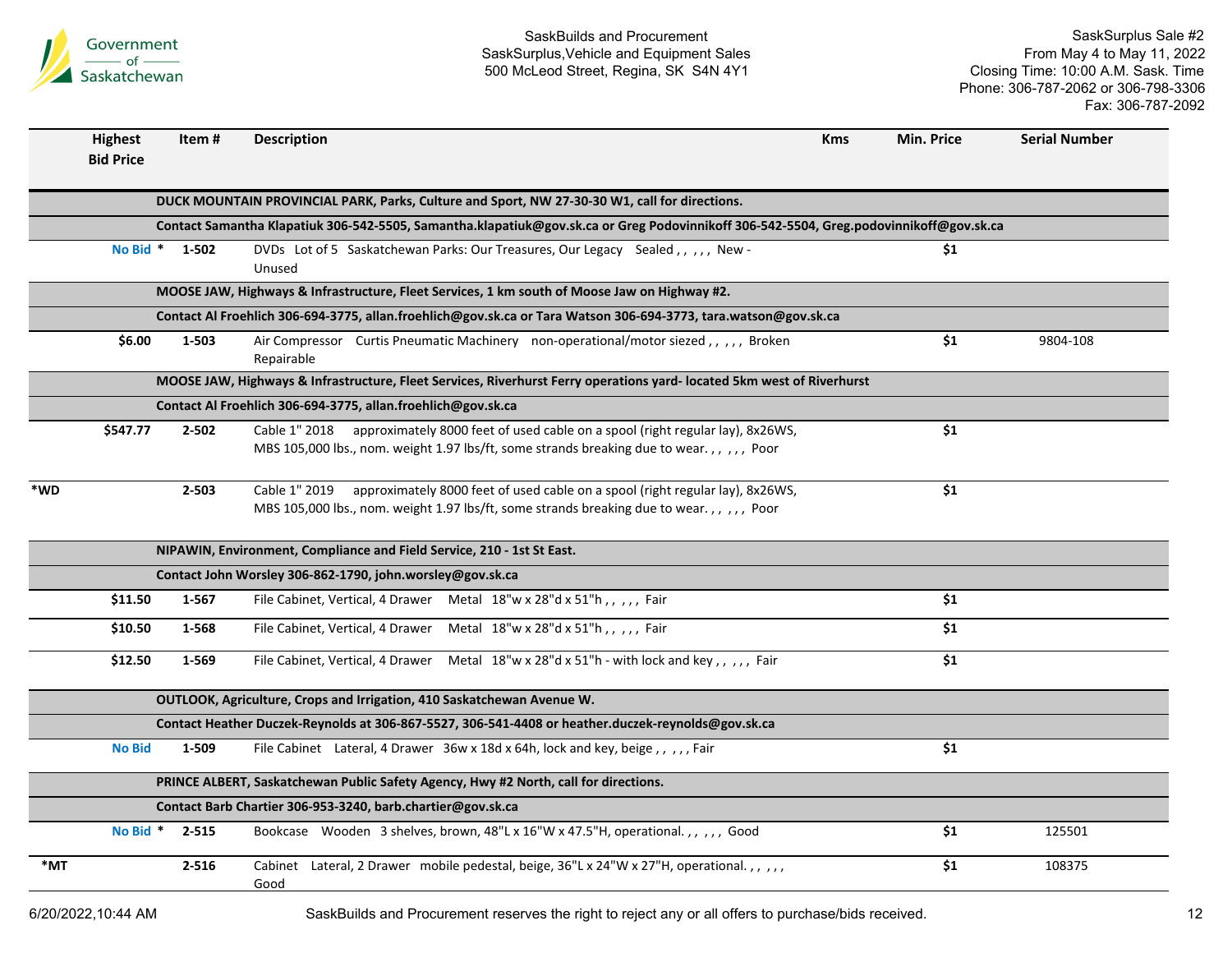| | Highest Bid Price | Item # | Description | Kms | Min. Price | Serial Number |
|---|---|---|---|---|---|---|
| | | | **DUCK MOUNTAIN PROVINCIAL PARK, Parks, Culture and Sport, NW 27-30-30 W1, call for directions.** | | | |
| | | | **Contact Samantha Klapatiuk 306-542-5505, Samantha.klapatiuk@gov.sk.ca or Greg Podovinnikoff 306-542-5504, Greg.podovinnikoff@gov.sk.ca** | | | |
| | No Bid * | 1-502 | DVDs Lot of 5 Saskatchewan Parks: Our Treasures, Our Legacy Sealed , , , , , New - Unused | | $1 | |
| | | | **MOOSE JAW, Highways & Infrastructure, Fleet Services, 1 km south of Moose Jaw on Highway #2.** | | | |
| | | | **Contact Al Froehlich 306-694-3775, allan.froehlich@gov.sk.ca or Tara Watson 306-694-3773, tara.watson@gov.sk.ca** | | | |
| | $6.00 | 1-503 | Air Compressor Curtis Pneumatic Machinery non-operational/motor siezed , , , , , Broken Repairable | | $1 | 9804-108 |
| | | | **MOOSE JAW, Highways & Infrastructure, Fleet Services, Riverhurst Ferry operations yard- located 5km west of Riverhurst** | | | |
| | | | **Contact Al Froehlich 306-694-3775, allan.froehlich@gov.sk.ca** | | | |
| | $547.77 | 2-502 | Cable 1" 2018 approximately 8000 feet of used cable on a spool (right regular lay), 8x26WS, MBS 105,000 lbs., nom. weight 1.97 lbs/ft, some strands breaking due to wear. , , , , , Poor | | $1 | |
| *WD | | 2-503 | Cable 1" 2019 approximately 8000 feet of used cable on a spool (right regular lay), 8x26WS, MBS 105,000 lbs., nom. weight 1.97 lbs/ft, some strands breaking due to wear. , , , , , Poor | | $1 | |
| | | | **NIPAWIN, Environment, Compliance and Field Service, 210 - 1st St East.** | | | |
| | | | **Contact John Worsley 306-862-1790, john.worsley@gov.sk.ca** | | | |
| | $11.50 | 1-567 | File Cabinet, Vertical, 4 Drawer Metal 18"w x 28"d x 51"h , , , , , Fair | | $1 | |
| | $10.50 | 1-568 | File Cabinet, Vertical, 4 Drawer Metal 18"w x 28"d x 51"h , , , , , Fair | | $1 | |
| | $12.50 | 1-569 | File Cabinet, Vertical, 4 Drawer Metal 18"w x 28"d x 51"h - with lock and key , , , , , Fair | | $1 | |
| | | | **OUTLOOK, Agriculture, Crops and Irrigation, 410 Saskatchewan Avenue W.** | | | |
| | | | **Contact Heather Duczek-Reynolds at 306-867-5527, 306-541-4408 or heather.duczek-reynolds@gov.sk.ca** | | | |
| | No Bid | 1-509 | File Cabinet Lateral, 4 Drawer 36w x 18d x 64h, lock and key, beige , , , , , Fair | | $1 | |
| | | | **PRINCE ALBERT, Saskatchewan Public Safety Agency, Hwy #2 North, call for directions.** | | | |
| | | | **Contact Barb Chartier 306-953-3240, barb.chartier@gov.sk.ca** | | | |
| | No Bid * | 2-515 | Bookcase Wooden 3 shelves, brown, 48"L x 16"W x 47.5"H, operational. , , , , , Good | | $1 | 125501 |
| *MT | | 2-516 | Cabinet Lateral, 2 Drawer mobile pedestal, beige, 36"L x 24"W x 27"H, operational. , , , , , Good | | $1 | 108375 |

6/20/2022,10:44 AM SaskBuilds and Procurement reserves the right to reject any or all offers to purchase/bids received.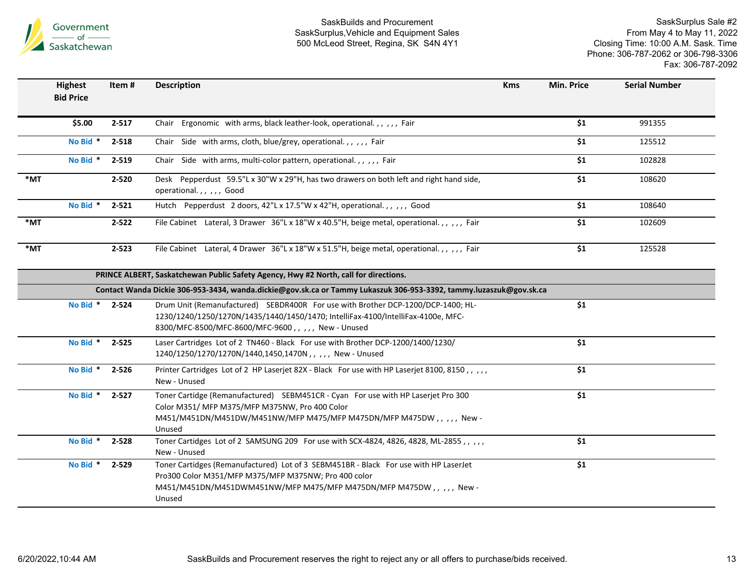| | Highest Bid Price | Item # | Description | Kms | Min. Price | Serial Number |
|---|---|---|---|---|---|---|
| | $5.00 | 2-517 | Chair Ergonomic with arms, black leather-look, operational. , , , , , Fair | | $1 | 991355 |
| | No Bid * | 2-518 | Chair Side with arms, cloth, blue/grey, operational. , , , , , Fair | | $1 | 125512 |
| | No Bid * | 2-519 | Chair Side with arms, multi-color pattern, operational. , , , , , Fair | | $1 | 102828 |
| *MT | | 2-520 | Desk Pepperdust 59.5"L x 30"W x 29"H, has two drawers on both left and right hand side, operational. , , , , , Good | | $1 | 108620 |
| | No Bid * | 2-521 | Hutch Pepperdust 2 doors, 42"L x 17.5"W x 42"H, operational. , , , , , Good | | $1 | 108640 |
| *MT | | 2-522 | File Cabinet Lateral, 3 Drawer 36"L x 18"W x 40.5"H, beige metal, operational. , , , , , Fair | | $1 | 102609 |
| *MT | | 2-523 | File Cabinet Lateral, 4 Drawer 36"L x 18"W x 51.5"H, beige metal, operational. , , , , , Fair | | $1 | 125528 |
| | | | **PRINCE ALBERT, Saskatchewan Public Safety Agency, Hwy #2 North, call for directions.** | | | |
| | | | **Contact Wanda Dickie 306-953-3434, wanda.dickie@gov.sk.ca or Tammy Lukaszuk 306-953-3392, tammy.luzaszuk@gov.sk.ca** | | | |
| | No Bid * | 2-524 | Drum Unit (Remanufactured) SEBDR400R For use with Brother DCP-1200/DCP-1400; HL-1230/1240/1250/1270N/1435/1440/1450/1470; IntelliFax-4100/IntelliFax-4100e, MFC-8300/MFC-8500/MFC-8600/MFC-9600 , , , , , New - Unused | | $1 | |
| | No Bid * | 2-525 | Laser Cartridges Lot of 2 TN460 - Black For use with Brother DCP-1200/1400/1230/ 1240/1250/1270/1270N/1440,1450,1470N , , , , , New - Unused | | $1 | |
| | No Bid * | 2-526 | Printer Cartridges Lot of 2 HP Laserjet 82X - Black For use with HP Laserjet 8100, 8150 , , , , , New - Unused | | $1 | |
| | No Bid * | 2-527 | Toner Cartidge (Remanufactured) SEBM451CR - Cyan For use with HP Laserjet Pro 300 Color M351/ MFP M375/MFP M375NW, Pro 400 Color M451/M451DN/M451DW/M451NW/MFP M475/MFP M475DN/MFP M475DW , , , , , New - Unused | | $1 | |
| | No Bid * | 2-528 | Toner Cartidges Lot of 2 SAMSUNG 209 For use with SCX-4824, 4826, 4828, ML-2855 , , , , , New - Unused | | $1 | |
| | No Bid * | 2-529 | Toner Cartidges (Remanufactured) Lot of 3 SEBM451BR - Black For use with HP LaserJet Pro300 Color M351/MFP M375/MFP M375NW; Pro 400 color M451/M451DN/M451DWM451NW/MFP M475/MFP M475DN/MFP M475DW , , , , , New - Unused | | $1 | |

SaskBuilds and Procurement reserves the right to reject any or all offers to purchase/bids received.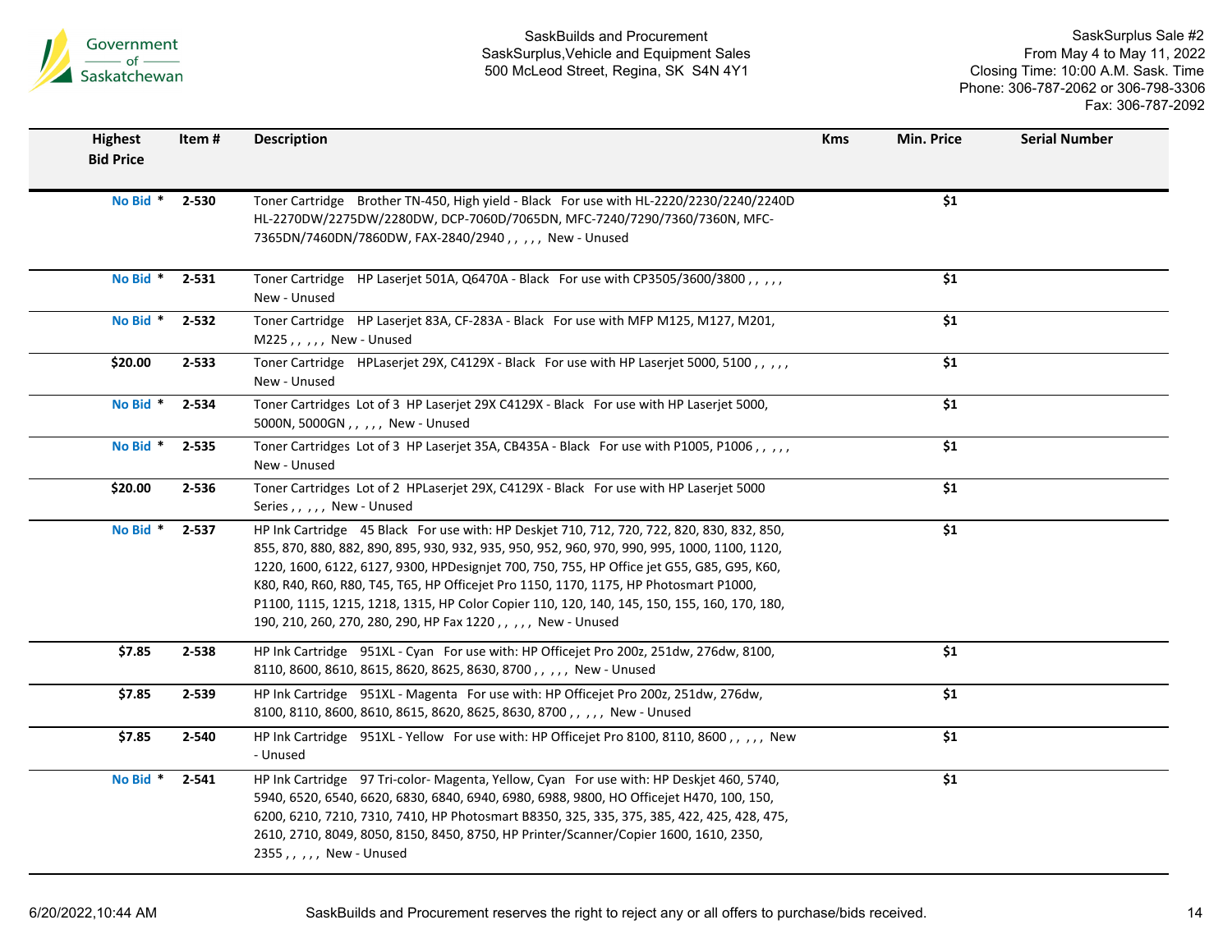SaskBuilds and Procurement
SaskSurplus,Vehicle and Equipment Sales
500 McLeod Street, Regina, SK S4N 4Y1

SaskSurplus Sale #2
From May 4 to May 11, 2022
Closing Time: 10:00 A.M. Sask. Time
Phone: 306-787-2062 or 306-798-3306
Fax: 306-787-2092

| Highest Bid Price | Item # | Description | Kms | Min. Price | Serial Number |
|---|---|---|---|---|---|
| No Bid * | 2-530 | Toner Cartridge Brother TN-450, High yield - Black For use with HL-2220/2230/2240/2240D HL-2270DW/2275DW/2280DW, DCP-7060D/7065DN, MFC-7240/7290/7360/7360N, MFC-7365DN/7460DN/7860DW, FAX-2840/2940 , , , , , New - Unused | | $1 | |
| No Bid * | 2-531 | Toner Cartridge HP Laserjet 501A, Q6470A - Black For use with CP3505/3600/3800 , , , , , New - Unused | | $1 | |
| No Bid * | 2-532 | Toner Cartridge HP Laserjet 83A, CF-283A - Black For use with MFP M125, M127, M201, M225 , , , , , New - Unused | | $1 | |
| $20.00 | 2-533 | Toner Cartridge HPLaserjet 29X, C4129X - Black For use with HP Laserjet 5000, 5100 , , , , , New - Unused | | $1 | |
| No Bid * | 2-534 | Toner Cartridges Lot of 3 HP Laserjet 29X C4129X - Black For use with HP Laserjet 5000, 5000N, 5000GN , , , , , New - Unused | | $1 | |
| No Bid * | 2-535 | Toner Cartridges Lot of 3 HP Laserjet 35A, CB435A - Black For use with P1005, P1006 , , , , , New - Unused | | $1 | |
| $20.00 | 2-536 | Toner Cartridges Lot of 2 HPLaserjet 29X, C4129X - Black For use with HP Laserjet 5000 Series , , , , , New - Unused | | $1 | |
| No Bid * | 2-537 | HP Ink Cartridge 45 Black For use with: HP Deskjet 710, 712, 720, 722, 820, 830, 832, 850, 855, 870, 880, 882, 890, 895, 930, 932, 935, 950, 952, 960, 970, 990, 995, 1000, 1100, 1120, 1220, 1600, 6122, 6127, 9300, HPDesignjet 700, 750, 755, HP Office jet G55, G85, G95, K60, K80, R40, R60, R80, T45, T65, HP Officejet Pro 1150, 1170, 1175, HP Photosmart P1000, P1100, 1115, 1215, 1218, 1315, HP Color Copier 110, 120, 140, 145, 150, 155, 160, 170, 180, 190, 210, 260, 270, 280, 290, HP Fax 1220 , , , , , New - Unused | | $1 | |
| $7.85 | 2-538 | HP Ink Cartridge 951XL - Cyan For use with: HP Officejet Pro 200z, 251dw, 276dw, 8100, 8110, 8600, 8610, 8615, 8620, 8625, 8630, 8700 , , , , , New - Unused | | $1 | |
| $7.85 | 2-539 | HP Ink Cartridge 951XL - Magenta For use with: HP Officejet Pro 200z, 251dw, 276dw, 8100, 8110, 8600, 8610, 8615, 8620, 8625, 8630, 8700 , , , , , New - Unused | | $1 | |
| $7.85 | 2-540 | HP Ink Cartridge 951XL - Yellow For use with: HP Officejet Pro 8100, 8110, 8600 , , , , , New - Unused | | $1 | |
| No Bid * | 2-541 | HP Ink Cartridge 97 Tri-color- Magenta, Yellow, Cyan For use with: HP Deskjet 460, 5740, 5940, 6520, 6540, 6620, 6830, 6840, 6940, 6980, 6988, 9800, HO Officejet H470, 100, 150, 6200, 6210, 7210, 7310, 7410, HP Photosmart B8350, 325, 335, 375, 385, 422, 425, 428, 475, 2610, 2710, 8049, 8050, 8150, 8450, 8750, HP Printer/Scanner/Copier 1600, 1610, 2350, 2355 , , , , , New - Unused | | $1 | |

6/20/2022,10:44 AM

SaskBuilds and Procurement reserves the right to reject any or all offers to purchase/bids received.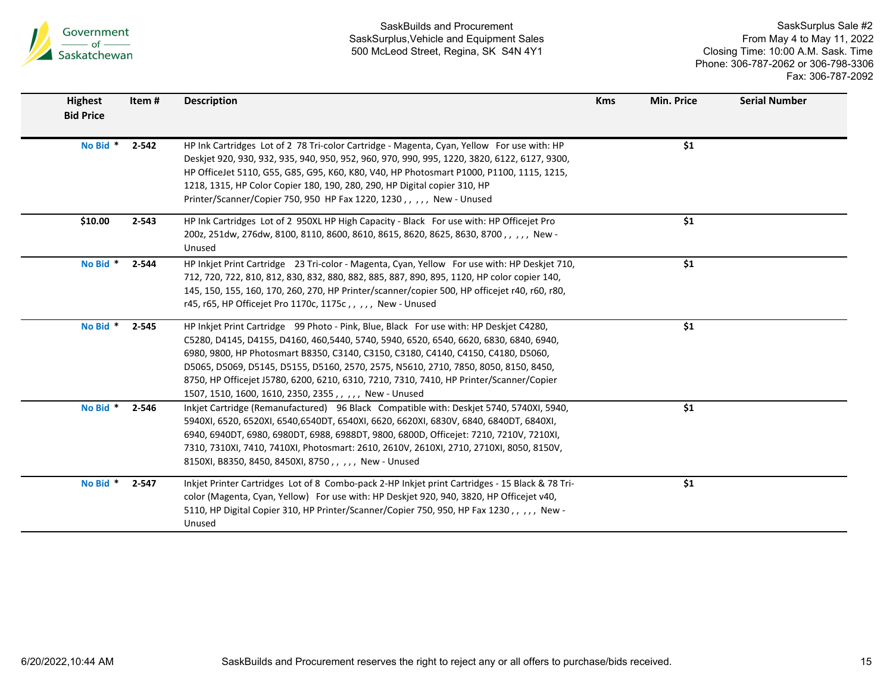| Highest Bid Price | Item # | Description | Kms | Min. Price | Serial Number |
|---|---|---|---|---|---|
| No Bid * | 2-542 | HP Ink Cartridges Lot of 2 78 Tri-color Cartridge - Magenta, Cyan, Yellow For use with: HP Deskjet 920, 930, 932, 935, 940, 950, 952, 960, 970, 990, 995, 1220, 3820, 6122, 6127, 9300, HP OfficeJet 5110, G55, G85, G95, K60, K80, V40, HP Photosmart P1000, P1100, 1115, 1215, 1218, 1315, HP Color Copier 180, 190, 280, 290, HP Digital copier 310, HP Printer/Scanner/Copier 750, 950 HP Fax 1220, 1230 , , , , , New - Unused | | $1 | |
| $10.00 | 2-543 | HP Ink Cartridges Lot of 2 950XL HP High Capacity - Black For use with: HP Officejet Pro 200z, 251dw, 276dw, 8100, 8110, 8600, 8610, 8615, 8620, 8625, 8630, 8700 , , , , , New - Unused | | $1 | |
| No Bid * | 2-544 | HP Inkjet Print Cartridge 23 Tri-color - Magenta, Cyan, Yellow For use with: HP Deskjet 710, 712, 720, 722, 810, 812, 830, 832, 880, 882, 885, 887, 890, 895, 1120, HP color copier 140, 145, 150, 155, 160, 170, 260, 270, HP Printer/scanner/copier 500, HP officejet r40, r60, r80, r45, r65, HP Officejet Pro 1170c, 1175c , , , , , New - Unused | | $1 | |
| No Bid * | 2-545 | HP Inkjet Print Cartridge 99 Photo - Pink, Blue, Black For use with: HP Deskjet C4280, C5280, D4145, D4155, D4160, 460,5440, 5740, 5940, 6520, 6540, 6620, 6830, 6840, 6940, 6980, 9800, HP Photosmart B8350, C3140, C3150, C3180, C4140, C4150, C4180, D5060, D5065, D5069, D5145, D5155, D5160, 2570, 2575, N5610, 2710, 7850, 8050, 8150, 8450, 8750, HP Officejet J5780, 6200, 6210, 6310, 7210, 7310, 7410, HP Printer/Scanner/Copier 1507, 1510, 1600, 1610, 2350, 2355 , , , , , New - Unused | | $1 | |
| No Bid * | 2-546 | Inkjet Cartridge (Remanufactured) 96 Black Compatible with: Deskjet 5740, 5740XI, 5940, 5940XI, 6520, 6520XI, 6540,6540DT, 6540XI, 6620, 6620XI, 6830V, 6840, 6840DT, 6840XI, 6940, 6940DT, 6980, 6980DT, 6988, 6988DT, 9800, 6800D, Officejet: 7210, 7210V, 7210XI, 7310, 7310XI, 7410, 7410XI, Photosmart: 2610, 2610V, 2610XI, 2710, 2710XI, 8050, 8150V, 8150XI, B8350, 8450, 8450XI, 8750 , , , , , New - Unused | | $1 | |
| No Bid * | 2-547 | Inkjet Printer Cartridges Lot of 8 Combo-pack 2-HP Inkjet print Cartridges - 15 Black & 78 Tri-color (Magenta, Cyan, Yellow) For use with: HP Deskjet 920, 940, 3820, HP Officejet v40, 5110, HP Digital Copier 310, HP Printer/Scanner/Copier 750, 950, HP Fax 1230 , , , , , New - Unused | | $1 | |

SaskBuilds and Procurement reserves the right to reject any or all offers to purchase/bids received.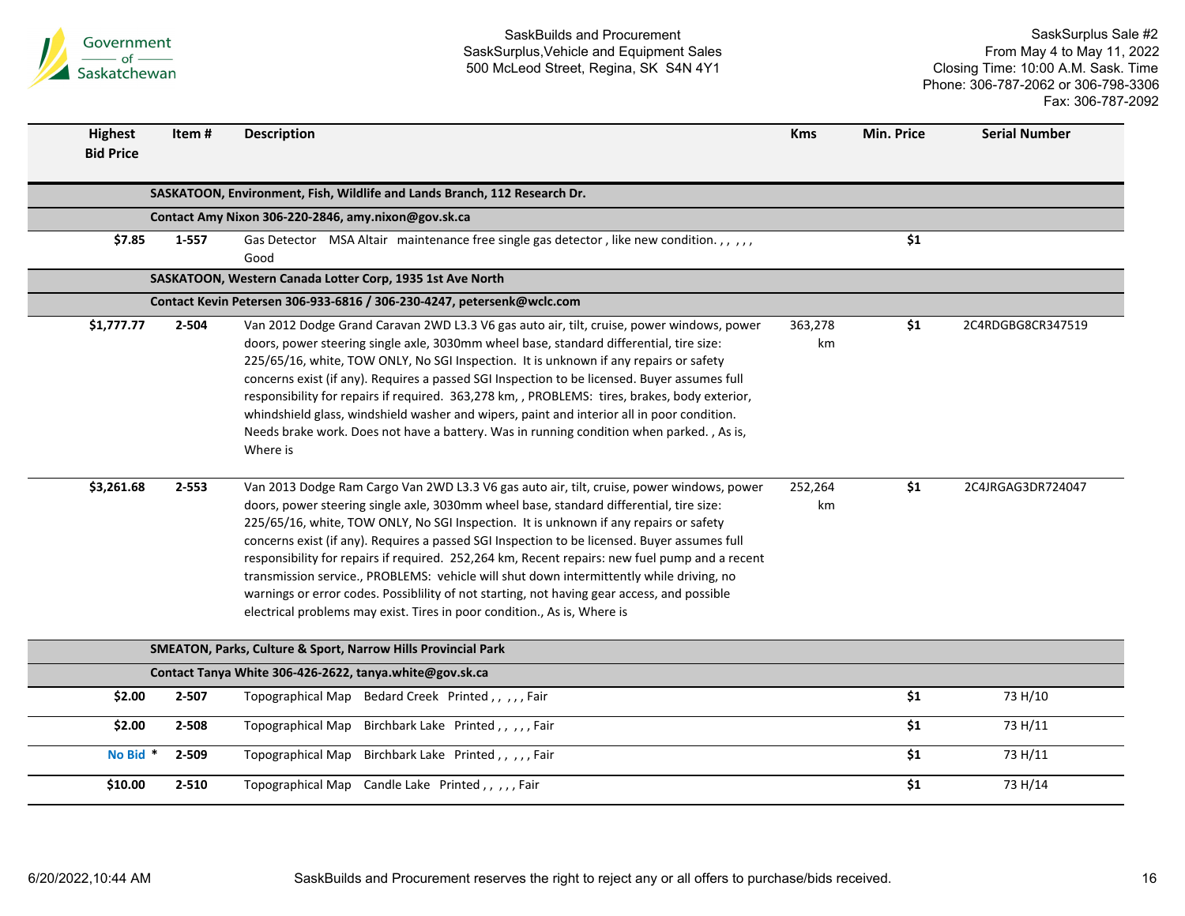| Highest Bid Price | Item # | Description | Kms | Min. Price | Serial Number |
|---|---|---|---|---|---|
| | | **SASKATOON, Environment, Fish, Wildlife and Lands Branch, 112 Research Dr.** | | | |
| | | **Contact Amy Nixon 306-220-2846, amy.nixon@gov.sk.ca** | | | |
| **$7.85** | **1-557** | Gas Detector MSA Altair maintenance free single gas detector , like new condition. , , , , , Good | | **$1** | |
| | | **SASKATOON, Western Canada Lotter Corp, 1935 1st Ave North** | | | |
| | | **Contact Kevin Petersen 306-933-6816 / 306-230-4247, petersenk@wclc.com** | | | |
| **$1,777.77** | **2-504** | Van 2012 Dodge Grand Caravan 2WD L3.3 V6 gas auto air, tilt, cruise, power windows, power doors, power steering single axle, 3030mm wheel base, standard differential, tire size: 225/65/16, white, TOW ONLY, No SGI Inspection. It is unknown if any repairs or safety concerns exist (if any). Requires a passed SGI Inspection to be licensed. Buyer assumes full responsibility for repairs if required. 363,278 km, , PROBLEMS: tires, brakes, body exterior, windshield glass, windshield washer and wipers, paint and interior all in poor condition. Needs brake work. Does not have a battery. Was in running condition when parked. , As is, Where is | 363,278 km | **$1** | 2C4RDGBG8CR347519 |
| **$3,261.68** | **2-553** | Van 2013 Dodge Ram Cargo Van 2WD L3.3 V6 gas auto air, tilt, cruise, power windows, power doors, power steering single axle, 3030mm wheel base, standard differential, tire size: 225/65/16, white, TOW ONLY, No SGI Inspection. It is unknown if any repairs or safety concerns exist (if any). Requires a passed SGI Inspection to be licensed. Buyer assumes full responsibility for repairs if required. 252,264 km, Recent repairs: new fuel pump and a recent transmission service., PROBLEMS: vehicle will shut down intermittently while driving, no warnings or error codes. Possiblility of not starting, not having gear access, and possible electrical problems may exist. Tires in poor condition., As is, Where is | 252,264 km | **$1** | 2C4JRGAG3DR724047 |
| | | **SMEATON, Parks, Culture & Sport, Narrow Hills Provincial Park** | | | |
| | | **Contact Tanya White 306-426-2622, tanya.white@gov.sk.ca** | | | |
| **$2.00** | **2-507** | Topographical Map Bedard Creek Printed , , , , , Fair | | **$1** | 73 H/10 |
| **$2.00** | **2-508** | Topographical Map Birchbark Lake Printed , , , , , Fair | | **$1** | 73 H/11 |
| **No Bid** * | **2-509** | Topographical Map Birchbark Lake Printed , , , , , Fair | | **$1** | 73 H/11 |
| **$10.00** | **2-510** | Topographical Map Candle Lake Printed , , , , , Fair | | **$1** | 73 H/14 |

SaskBuilds and Procurement reserves the right to reject any or all offers to purchase/bids received.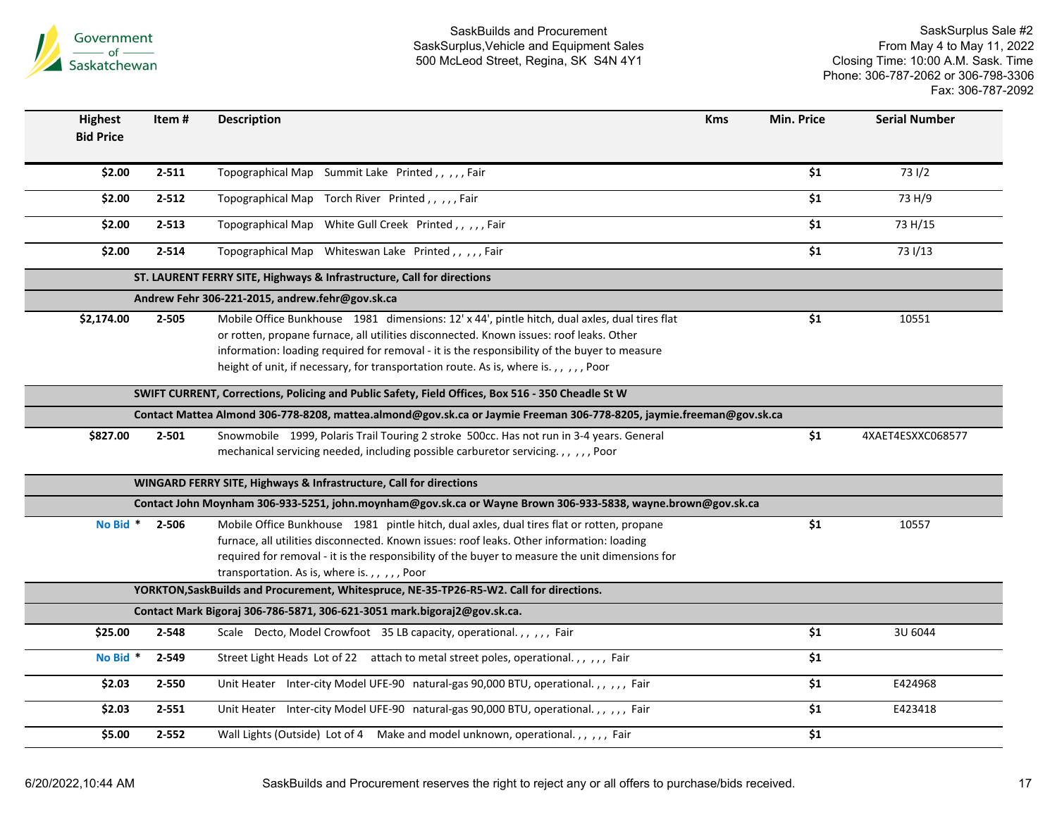| Highest Bid Price | Item # | Description | Kms | Min. Price | Serial Number |
|---|---|---|---|---|---|
| $2.00 | 2-511 | Topographical Map Summit Lake Printed , , , , , Fair | | $1 | 73 I/2 |
| $2.00 | 2-512 | Topographical Map Torch River Printed , , , , , Fair | | $1 | 73 H/9 |
| $2.00 | 2-513 | Topographical Map White Gull Creek Printed , , , , , Fair | | $1 | 73 H/15 |
| $2.00 | 2-514 | Topographical Map Whiteswan Lake Printed , , , , , Fair | | $1 | 73 I/13 |
| | | **ST. LAURENT FERRY SITE, Highways & Infrastructure, Call for directions** | | | |
| | | **Andrew Fehr 306-221-2015, andrew.fehr@gov.sk.ca** | | | |
| $2,174.00 | 2-505 | Mobile Office Bunkhouse 1981 dimensions: 12' x 44', pintle hitch, dual axles, dual tires flat or rotten, propane furnace, all utilities disconnected. Known issues: roof leaks. Other information: loading required for removal - it is the responsibility of the buyer to measure height of unit, if necessary, for transportation route. As is, where is. , , , , , Poor | | $1 | 10551 |
| | | **SWIFT CURRENT, Corrections, Policing and Public Safety, Field Offices, Box 516 - 350 Cheadle St W** | | | |
| | | **Contact Mattea Almond 306-778-8208, mattea.almond@gov.sk.ca or Jaymie Freeman 306-778-8205, jaymie.freeman@gov.sk.ca** | | | |
| $827.00 | 2-501 | Snowmobile 1999, Polaris Trail Touring 2 stroke 500cc. Has not run in 3-4 years. General mechanical servicing needed, including possible carburetor servicing. , , , , , Poor | | $1 | 4XAET4ESXXC068577 |
| | | **WINGARD FERRY SITE, Highways & Infrastructure, Call for directions** | | | |
| | | **Contact John Moynham 306-933-5251, john.moynham@gov.sk.ca or Wayne Brown 306-933-5838, wayne.brown@gov.sk.ca** | | | |
| No Bid * | 2-506 | Mobile Office Bunkhouse 1981 pintle hitch, dual axles, dual tires flat or rotten, propane furnace, all utilities disconnected. Known issues: roof leaks. Other information: loading required for removal - it is the responsibility of the buyer to measure the unit dimensions for transportation. As is, where is. , , , , , Poor | | $1 | 10557 |
| | | **YORKTON,SaskBuilds and Procurement, Whitespruce, NE-35-TP26-R5-W2. Call for directions.** | | | |
| | | **Contact Mark Bigoraj 306-786-5871, 306-621-3051 mark.bigoraj2@gov.sk.ca.** | | | |
| $25.00 | 2-548 | Scale Decto, Model Crowfoot 35 LB capacity, operational. , , , , , Fair | | $1 | 3U 6044 |
| No Bid * | 2-549 | Street Light Heads Lot of 22 attach to metal street poles, operational. , , , , , Fair | | $1 | |
| $2.03 | 2-550 | Unit Heater Inter-city Model UFE-90 natural-gas 90,000 BTU, operational. , , , , , Fair | | $1 | E424968 |
| $2.03 | 2-551 | Unit Heater Inter-city Model UFE-90 natural-gas 90,000 BTU, operational. , , , , , Fair | | $1 | E423418 |
| $5.00 | 2-552 | Wall Lights (Outside) Lot of 4 Make and model unknown, operational. , , , , , Fair | | $1 | |

SaskBuilds and Procurement reserves the right to reject any or all offers to purchase/bids received.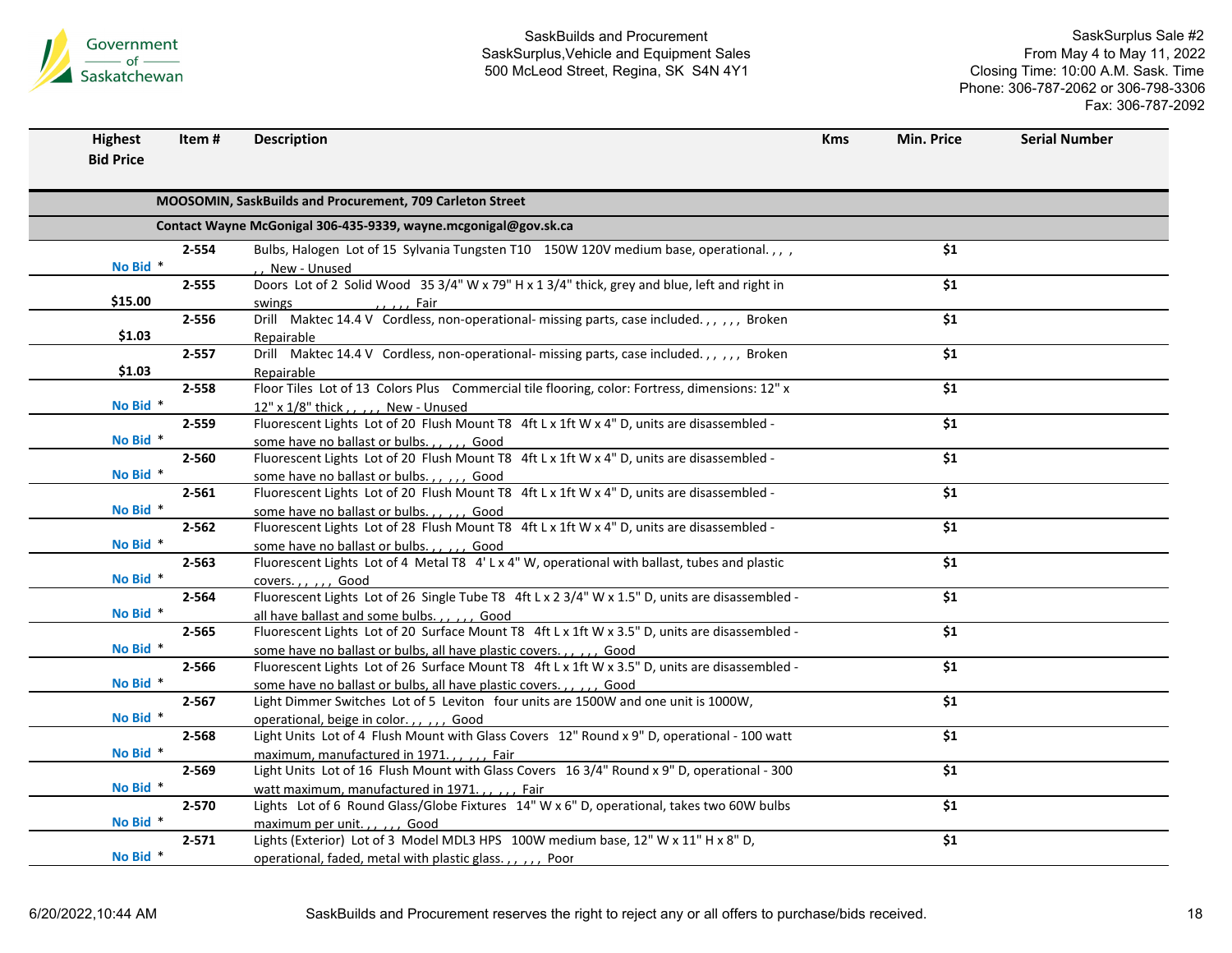| Highest Bid Price | Item # | Description | Kms | Min. Price | Serial Number |
|---|---|---|---|---|---|
| | | **MOOSOMIN, SaskBuilds and Procurement, 709 Carleton Street** | | | |
| | | **Contact Wayne McGonigal 306-435-9339, wayne.mcgonigal@gov.sk.ca** | | | |
| No Bid * | 2-554 | Bulbs, Halogen Lot of 15 Sylvania Tungsten T10 150W 120V medium base, operational. , , , , , New - Unused | | $1 | |
| $15.00 | 2-555 | Doors Lot of 2 Solid Wood 35 3/4" W x 79" H x 1 3/4" thick, grey and blue, left and right in swings , , , , , Fair | | $1 | |
| $1.03 | 2-556 | Drill Maktec 14.4 V Cordless, non-operational- missing parts, case included. , , , , , Broken Repairable | | $1 | |
| $1.03 | 2-557 | Drill Maktec 14.4 V Cordless, non-operational- missing parts, case included. , , , , , Broken Repairable | | $1 | |
| No Bid * | 2-558 | Floor Tiles Lot of 13 Colors Plus Commercial tile flooring, color: Fortress, dimensions: 12" x 12" x 1/8" thick , , , , , New - Unused | | $1 | |
| No Bid * | 2-559 | Fluorescent Lights Lot of 20 Flush Mount T8 4ft L x 1ft W x 4" D, units are disassembled - some have no ballast or bulbs. , , , , , Good | | $1 | |
| No Bid * | 2-560 | Fluorescent Lights Lot of 20 Flush Mount T8 4ft L x 1ft W x 4" D, units are disassembled - some have no ballast or bulbs. , , , , , Good | | $1 | |
| No Bid * | 2-561 | Fluorescent Lights Lot of 20 Flush Mount T8 4ft L x 1ft W x 4" D, units are disassembled - some have no ballast or bulbs. , , , , , Good | | $1 | |
| No Bid * | 2-562 | Fluorescent Lights Lot of 28 Flush Mount T8 4ft L x 1ft W x 4" D, units are disassembled - some have no ballast or bulbs. , , , , , Good | | $1 | |
| No Bid * | 2-563 | Fluorescent Lights Lot of 4 Metal T8 4' L x 4" W, operational with ballast, tubes and plastic covers. , , , , , Good | | $1 | |
| No Bid * | 2-564 | Fluorescent Lights Lot of 26 Single Tube T8 4ft L x 2 3/4" W x 1.5" D, units are disassembled - all have ballast and some bulbs. , , , , , Good | | $1 | |
| No Bid * | 2-565 | Fluorescent Lights Lot of 20 Surface Mount T8 4ft L x 1ft W x 3.5" D, units are disassembled - some have no ballast or bulbs, all have plastic covers. , , , , , Good | | $1 | |
| No Bid * | 2-566 | Fluorescent Lights Lot of 26 Surface Mount T8 4ft L x 1ft W x 3.5" D, units are disassembled - some have no ballast or bulbs, all have plastic covers. , , , , , Good | | $1 | |
| No Bid * | 2-567 | Light Dimmer Switches Lot of 5 Leviton four units are 1500W and one unit is 1000W, operational, beige in color. , , , , , Good | | $1 | |
| No Bid * | 2-568 | Light Units Lot of 4 Flush Mount with Glass Covers 12" Round x 9" D, operational - 100 watt maximum, manufactured in 1971. , , , , , Fair | | $1 | |
| No Bid * | 2-569 | Light Units Lot of 16 Flush Mount with Glass Covers 16 3/4" Round x 9" D, operational - 300 watt maximum, manufactured in 1971. , , , , , Fair | | $1 | |
| No Bid * | 2-570 | Lights Lot of 6 Round Glass/Globe Fixtures 14" W x 6" D, operational, takes two 60W bulbs maximum per unit. , , , , , Good | | $1 | |
| No Bid * | 2-571 | Lights (Exterior) Lot of 3 Model MDL3 HPS 100W medium base, 12" W x 11" H x 8" D, operational, faded, metal with plastic glass. , , , , , Poor | | $1 | |

SaskBuilds and Procurement reserves the right to reject any or all offers to purchase/bids received.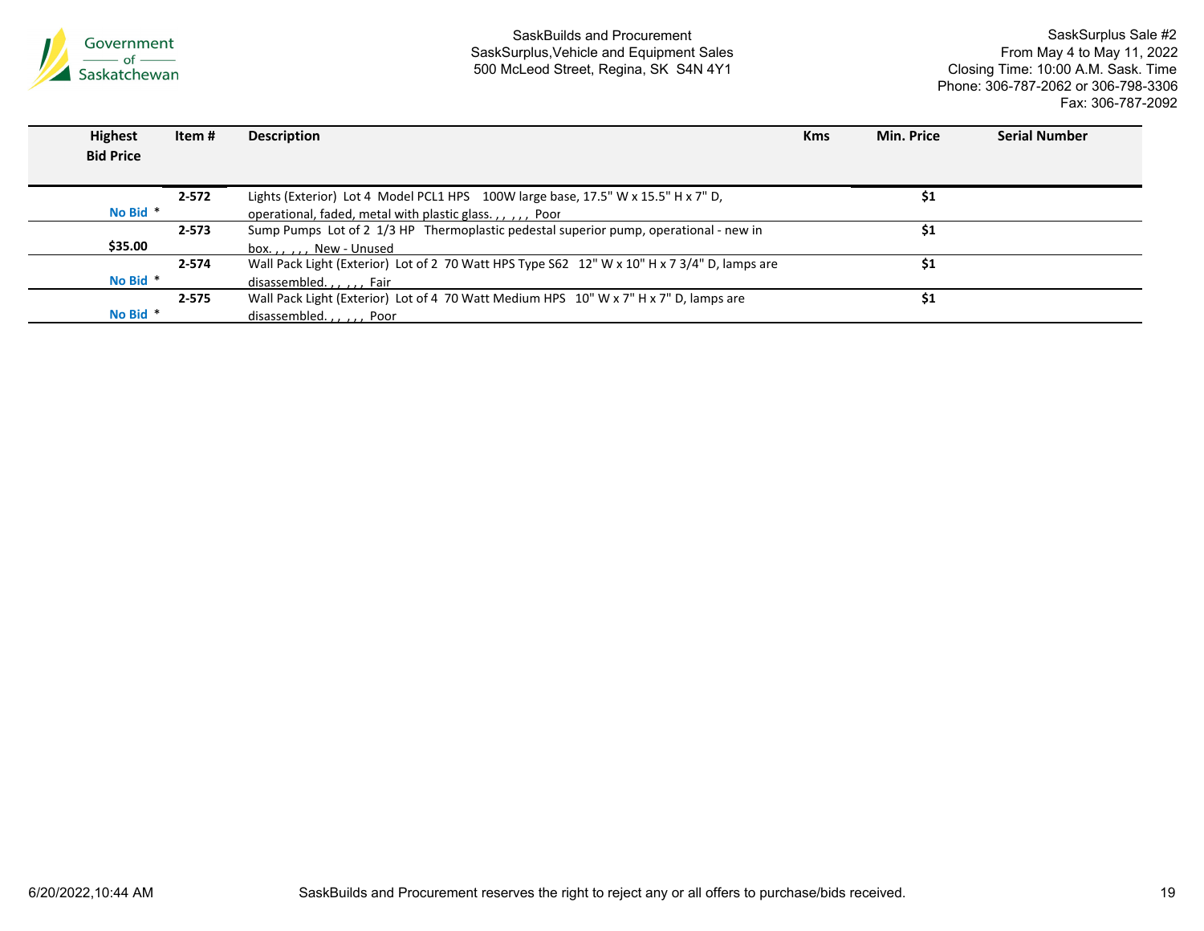| Highest Bid Price | Item # | Description | Kms | Min. Price | Serial Number |
|---|---|---|---|---|---|
| No Bid * | 2-572 | Lights (Exterior) Lot 4 Model PCL1 HPS 100W large base, 17.5" W x 15.5" H x 7" D, operational, faded, metal with plastic glass. , , , , , , Poor | | $1 | |
| $35.00 | 2-573 | Sump Pumps Lot of 2 1/3 HP Thermoplastic pedestal superior pump, operational - new in box. , , , , , , New - Unused | | $1 | |
| No Bid * | 2-574 | Wall Pack Light (Exterior) Lot of 2 70 Watt HPS Type S62 12" W x 10" H x 7 3/4" D, lamps are disassembled. , , , , , , Fair | | $1 | |
| No Bid * | 2-575 | Wall Pack Light (Exterior) Lot of 4 70 Watt Medium HPS 10" W x 7" H x 7" D, lamps are disassembled. , , , , , , Poor | | $1 | |